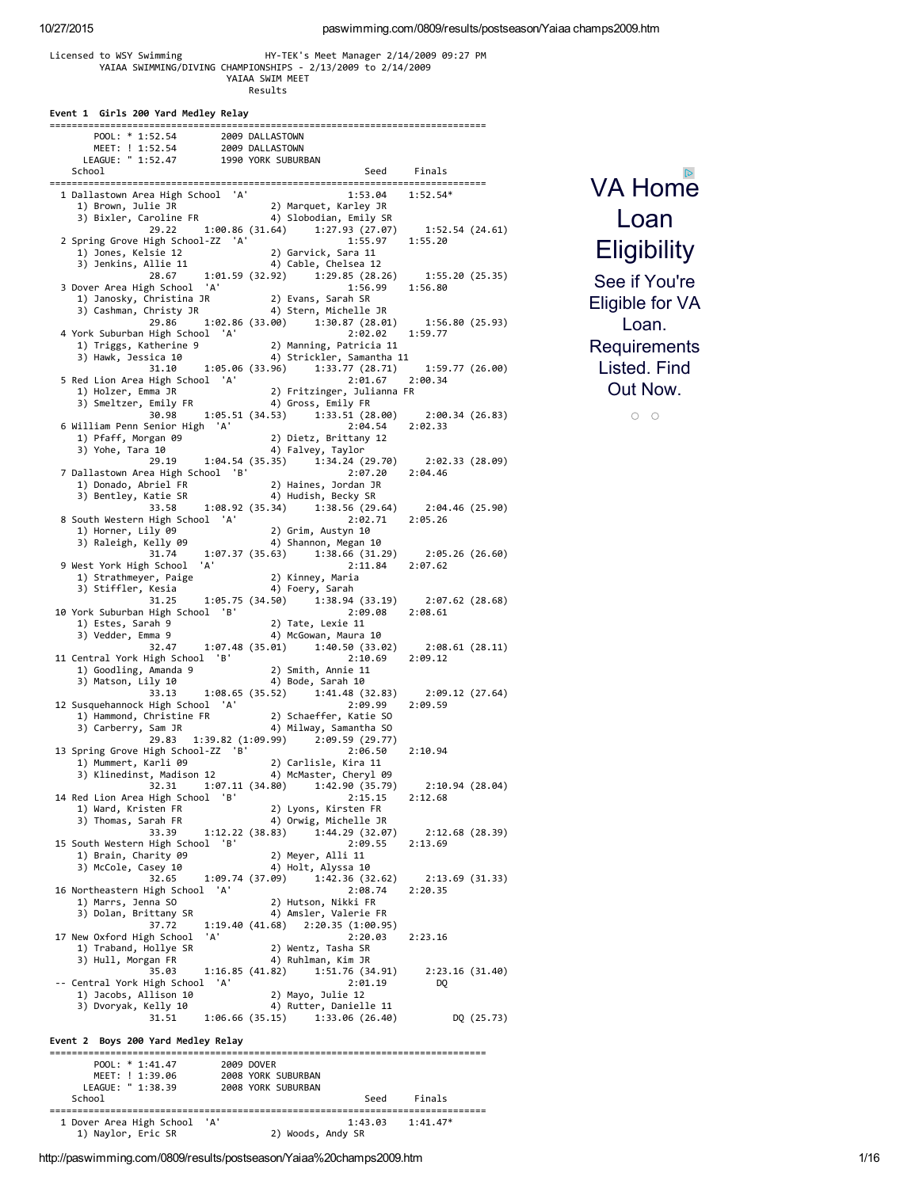```
Licensed to WSY Swimming              HY-TEK's Meet Manager 2/14/2009 09:27 PM
         YAIAA SWIMMING/DIVING CHAMPIONSHIPS - 2/13/2009 to 2/14/2009
                             YAIAA SWIM MEET
                                 Results
```

**Event 1  Girls 200 Yard Medley Relay**

```
===============================================================================
       POOL: * 1:52.54        2009 DALLASTOWN
       MEET: ! 1:52.54        2009 DALLASTOWN
     LEAGUE: " 1:52.47        1990 YORK SUBURBAN
    School                                            Seed     Finals
===============================================================================
  1 Dallastown Area High School  'A'               1:53.04    1:52.54*
     1) Brown, Julie JR              2) Marquet, Karley JR
     3) Bixler, Caroline FR          4) Slobodian, Emily SR
             29.22     1:00.86 (31.64)     1:27.93 (27.07)     1:52.54 (24.61)
  2 Spring Grove High School-ZZ  'A'               1:55.97    1:55.20
     1) Jones, Kelsie 12             2) Garvick, Sara 11
     3) Jenkins, Allie 11            4) Cable, Chelsea 12
             28.67     1:01.59 (32.92)     1:29.85 (28.26)     1:55.20 (25.35)
  3 Dover Area High School  'A'                    1:56.99    1:56.80
     1) Janosky, Christina JR        2) Evans, Sarah SR
     3) Cashman, Christy JR          4) Stern, Michelle JR
             29.86     1:02.86 (33.00)     1:30.87 (28.01)     1:56.80 (25.93)
  4 York Suburban High School  'A'                 2:02.02    1:59.77
     1) Triggs, Katherine 9          2) Manning, Patricia 11
     3) Hawk, Jessica 10             4) Strickler, Samantha 11
             31.10     1:05.06 (33.96)     1:33.77 (28.71)     1:59.77 (26.00)
  5 Red Lion Area High School  'A'                 2:01.67    2:00.34
     1) Holzer, Emma JR              2) Fritzinger, Julianna FR
     3) Smeltzer, Emily FR           4) Gross, Emily FR
             30.98     1:05.51 (34.53)     1:33.51 (28.00)     2:00.34 (26.83)
  6 William Penn Senior High  'A'                  2:04.54    2:02.33
     1) Pfaff, Morgan 09             2) Dietz, Brittany 12
     3) Yohe, Tara 10                4) Falvey, Taylor
             29.19     1:04.54 (35.35)     1:34.24 (29.70)     2:02.33 (28.09)
  7 Dallastown Area High School  'B'               2:07.20    2:04.46
     1) Donado, Abriel FR            2) Haines, Jordan JR
     3) Bentley, Katie SR            4) Hudish, Becky SR
             33.58     1:08.92 (35.34)     1:38.56 (29.64)     2:04.46 (25.90)
  8 South Western High School  'A'                 2:02.71    2:05.26
     1) Horner, Lily 09              2) Grim, Austyn 10
     3) Raleigh, Kelly 09            4) Shannon, Megan 10
             31.74     1:07.37 (35.63)     1:38.66 (31.29)     2:05.26 (26.60)
  9 West York High School  'A'                     2:11.84    2:07.62
     1) Strathmeyer, Paige           2) Kinney, Maria
     3) Stiffler, Kesia              4) Foery, Sarah
             31.25     1:05.75 (34.50)     1:38.94 (33.19)     2:07.62 (28.68)
 10 York Suburban High School  'B'                 2:09.08    2:08.61
     1) Estes, Sarah 9               2) Tate, Lexie 11
     3) Vedder, Emma 9               4) McGowan, Maura 10
             32.47     1:07.48 (35.01)     1:40.50 (33.02)     2:08.61 (28.11)
 11 Central York High School  'B'                  2:10.69    2:09.12
     1) Goodling, Amanda 9           2) Smith, Annie 11
     3) Matson, Lily 10              4) Bode, Sarah 10
             33.13     1:08.65 (35.52)     1:41.48 (32.83)     2:09.12 (27.64)
 12 Susquehannock High School  'A'                 2:09.99    2:09.59
     1) Hammond, Christine FR        2) Schaeffer, Katie SO
     3) Carberry, Sam JR             4) Milway, Samantha SO
             29.83   1:39.82 (1:09.99)     2:09.59 (29.77)
 13 Spring Grove High School-ZZ  'B'               2:06.50    2:10.94
     1) Mummert, Karli 09            2) Carlisle, Kira 11
     3) Klinedinst, Madison 12       4) McMaster, Cheryl 09
             32.31     1:07.11 (34.80)     1:42.90 (35.79)     2:10.94 (28.04)
 14 Red Lion Area High School  'B'                 2:15.15    2:12.68
     1) Ward, Kristen FR             2) Lyons, Kirsten FR
     3) Thomas, Sarah FR             4) Orwig, Michelle JR
             33.39     1:12.22 (38.83)     1:44.29 (32.07)     2:12.68 (28.39)
 15 South Western High School  'B'                 2:09.55    2:13.69
     1) Brain, Charity 09            2) Meyer, Alli 11
     3) McCole, Casey 10             4) Holt, Alyssa 10
             32.65     1:09.74 (37.09)     1:42.36 (32.62)     2:13.69 (31.33)
 16 Northeastern High School  'A'                  2:08.74    2:20.35
     1) Marrs, Jenna SO              2) Hutson, Nikki FR
     3) Dolan, Brittany SR           4) Amsler, Valerie FR
             37.72     1:19.40 (41.68)   2:20.35 (1:00.95)
 17 New Oxford High School  'A'                    2:20.03    2:23.16
     1) Traband, Hollye SR           2) Wentz, Tasha SR
     3) Hull, Morgan FR              4) Ruhlman, Kim JR
             35.03     1:16.85 (41.82)     1:51.76 (34.91)     2:23.16 (31.40)
 -- Central York High School  'A'                  2:01.19         DQ
     1) Jacobs, Allison 10           2) Mayo, Julie 12
     3) Dvoryak, Kelly 10            4) Rutter, Danielle 11
             31.51     1:06.66 (35.15)     1:33.06 (26.40)          DQ (25.73)
```

**Event 2  Boys 200 Yard Medley Relay**

```
===============================================================================
       POOL: * 1:41.47        2009 DOVER
       MEET: ! 1:39.06        2008 YORK SUBURBAN
     LEAGUE: " 1:38.39        2008 YORK SUBURBAN
    School                                            Seed     Finals
===============================================================================
  1 Dover Area High School  'A'                    1:43.03    1:41.47*
     1) Naylor, Eric SR              2) Woods, Andy SR
```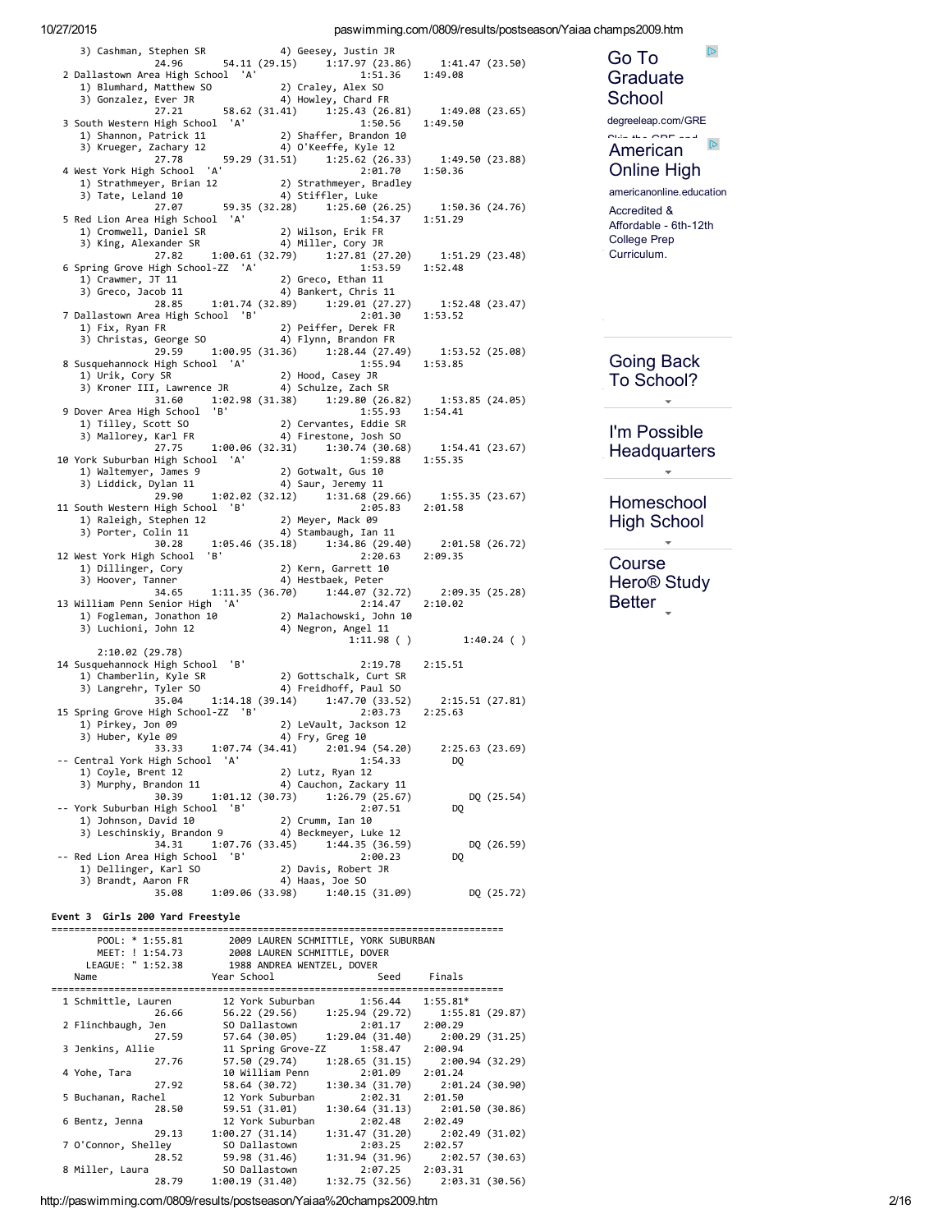```
    3) Cashman, Stephen SR           4) Geesey, Justin JR
          24.96      54.11 (29.15)    1:17.97 (23.86)    1:41.47 (23.50)
 2 Dallastown Area High School  'A'               1:51.36    1:49.08
    1) Blumhard, Matthew SO          2) Craley, Alex SO
    3) Gonzalez, Ever JR             4) Howley, Chard FR
          27.21      58.62 (31.41)    1:25.43 (26.81)    1:49.08 (23.65)
 3 South Western High School  'A'                 1:50.56    1:49.50
    1) Shannon, Patrick 11           2) Shaffer, Brandon 10
    3) Krueger, Zachary 12           4) O'Keeffe, Kyle 12
          27.78      59.29 (31.51)    1:25.62 (26.33)    1:49.50 (23.88)
 4 West York High School  'A'                     2:01.70    1:50.36
    1) Strathmeyer, Brian 12         2) Strathmeyer, Bradley
    3) Tate, Leland 10               4) Stiffler, Luke
          27.07      59.35 (32.28)    1:25.60 (26.25)    1:50.36 (24.76)
 5 Red Lion Area High School  'A'                 1:54.37    1:51.29
    1) Cromwell, Daniel SR           2) Wilson, Erik FR
    3) King, Alexander SR            4) Miller, Cory JR
          27.82    1:00.61 (32.79)    1:27.81 (27.20)    1:51.29 (23.48)
 6 Spring Grove High School-ZZ  'A'               1:53.59    1:52.48
    1) Crawmer, JT 11                2) Greco, Ethan 11
    3) Greco, Jacob 11               4) Bankert, Chris 11
          28.85    1:01.74 (32.89)    1:29.01 (27.27)    1:52.48 (23.47)
 7 Dallastown Area High School  'B'               2:01.30    1:53.52
    1) Fix, Ryan FR                  2) Peiffer, Derek FR
    3) Christas, George SO           4) Flynn, Brandon FR
          29.59    1:00.95 (31.36)    1:28.44 (27.49)    1:53.52 (25.08)
 8 Susquehannock High School  'A'                 1:55.94    1:53.85
    1) Urik, Cory SR                 2) Hood, Casey JR
    3) Kroner III, Lawrence JR       4) Schulze, Zach SR
          31.60    1:02.98 (31.38)    1:29.80 (26.82)    1:53.85 (24.05)
 9 Dover Area High School  'B'                    1:55.93    1:54.41
    1) Tilley, Scott SO              2) Cervantes, Eddie SR
    3) Mallorey, Karl FR             4) Firestone, Josh SO
          27.75    1:00.06 (32.31)    1:30.74 (30.68)    1:54.41 (23.67)
10 York Suburban High School  'A'                 1:59.88    1:55.35
    1) Waltemyer, James 9            2) Gotwalt, Gus 10
    3) Liddick, Dylan 11             4) Saur, Jeremy 11
          29.90    1:02.02 (32.12)    1:31.68 (29.66)    1:55.35 (23.67)
11 South Western High School  'B'                 2:05.83    2:01.58
    1) Raleigh, Stephen 12           2) Meyer, Mack 09
    3) Porter, Colin 11              4) Stambaugh, Ian 11
          30.28    1:05.46 (35.18)    1:34.86 (29.40)    2:01.58 (26.72)
12 West York High School  'B'                     2:20.63    2:09.35
    1) Dillinger, Cory               2) Kern, Garrett 10
    3) Hoover, Tanner                4) Hestbaek, Peter
          34.65    1:11.35 (36.70)    1:44.07 (32.72)    2:09.35 (25.28)
13 William Penn Senior High  'A'                  2:14.47    2:10.02
    1) Fogleman, Jonathon 10         2) Malachowski, John 10
    3) Luchioni, John 12             4) Negron, Angel 11
                                      1:11.98 ( )        1:40.24 ( )
       2:10.02 (29.78)
14 Susquehannock High School  'B'                 2:19.78    2:15.51
    1) Chamberlin, Kyle SR           2) Gottschalk, Curt SR
    3) Langrehr, Tyler SO            4) Freidhoff, Paul SO
          35.04    1:14.18 (39.14)    1:47.70 (33.52)    2:15.51 (27.81)
15 Spring Grove High School-ZZ  'B'               2:03.73    2:25.63
    1) Pirkey, Jon 09                2) LeVault, Jackson 12
    3) Huber, Kyle 09                4) Fry, Greg 10
          33.33    1:07.74 (34.41)    2:01.94 (54.20)    2:25.63 (23.69)
-- Central York High School  'A'                  1:54.33        DQ
    1) Coyle, Brent 12               2) Lutz, Ryan 12
    3) Murphy, Brandon 11            4) Cauchon, Zackary 11
          30.39    1:01.12 (30.73)    1:26.79 (25.67)        DQ (25.54)
-- York Suburban High School  'B'                 2:07.51        DQ
    1) Johnson, David 10             2) Crumm, Ian 10
    3) Leschinskiy, Brandon 9        4) Beckmeyer, Luke 12
          34.31    1:07.76 (33.45)    1:44.35 (36.59)        DQ (26.59)
-- Red Lion Area High School  'B'                 2:00.23        DQ
    1) Dellinger, Karl SO            2) Davis, Robert JR
    3) Brandt, Aaron FR              4) Haas, Joe SO
          35.08    1:09.06 (33.98)    1:40.15 (31.09)        DQ (25.72)
```

### Event 3  Girls 200 Yard Freestyle

```
===============================================================================
    POOL: * 1:55.81        2009 LAUREN SCHMITTLE, YORK SUBURBAN
    MEET: ! 1:54.73        2008 LAUREN SCHMITTLE, DOVER
  LEAGUE: " 1:52.38        1988 ANDREA WENTZEL, DOVER
  Name                   Year School                 Seed     Finals
===============================================================================
 1 Schmittle, Lauren       12 York Suburban         1:56.44    1:55.81*
          26.66      56.22 (29.56)    1:25.94 (29.72)    1:55.81 (29.87)
 2 Flinchbaugh, Jen        SO Dallastown            2:01.17    2:00.29
          27.59      57.64 (30.05)    1:29.04 (31.40)    2:00.29 (31.25)
 3 Jenkins, Allie          11 Spring Grove-ZZ       1:58.47    2:00.94
          27.76      57.50 (29.74)    1:28.65 (31.15)    2:00.94 (32.29)
 4 Yohe, Tara              10 William Penn          2:01.09    2:01.24
          27.92      58.64 (30.72)    1:30.34 (31.70)    2:01.24 (30.90)
 5 Buchanan, Rachel        12 York Suburban         2:02.31    2:01.50
          28.50      59.51 (31.01)    1:30.64 (31.13)    2:01.50 (30.86)
 6 Bentz, Jenna            12 York Suburban         2:02.48    2:02.49
          29.13    1:00.27 (31.14)    1:31.47 (31.20)    2:02.49 (31.02)
 7 O'Connor, Shelley       SO Dallastown            2:03.25    2:02.57
          28.52      59.98 (31.46)    1:31.94 (31.96)    2:02.57 (30.63)
 8 Miller, Laura           SO Dallastown            2:07.25    2:03.31
          28.79    1:00.19 (31.40)    1:32.75 (32.56)    2:03.31 (30.56)
```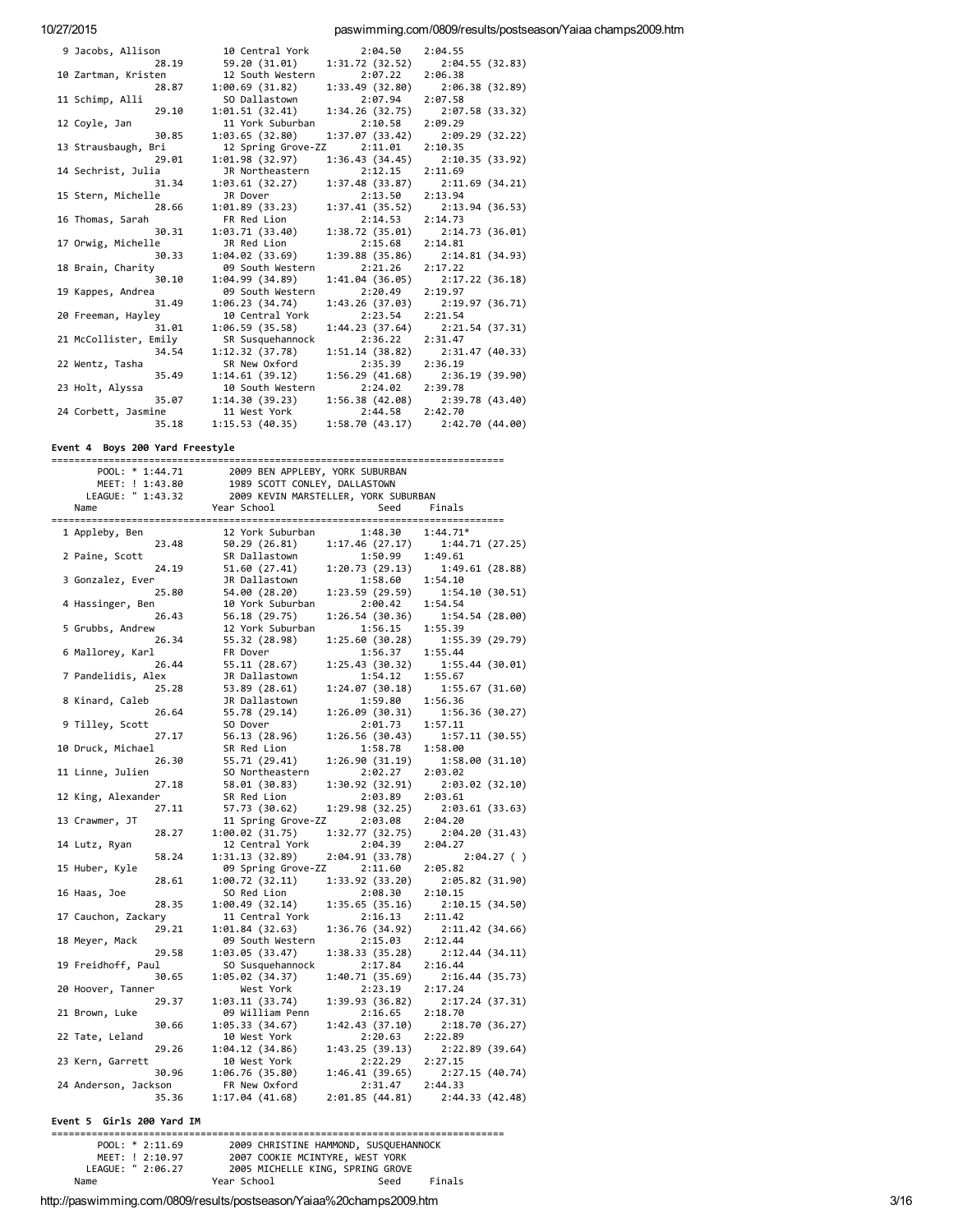```
  9 Jacobs, Allison          10 Central York         2:04.50    2:04.55
                28.19        59.20 (31.01)     1:31.72 (32.52)     2:04.55 (32.83)
 10 Zartman, Kristen         12 South Western        2:07.22    2:06.38
                28.87      1:00.69 (31.82)     1:33.49 (32.80)     2:06.38 (32.89)
 11 Schimp, Alli             SO Dallastown           2:07.94    2:07.58
                29.10      1:01.51 (32.41)     1:34.26 (32.75)     2:07.58 (33.32)
 12 Coyle, Jan               11 York Suburban        2:10.58    2:09.29
                30.85      1:03.65 (32.80)     1:37.07 (33.42)     2:09.29 (32.22)
 13 Strausbaugh, Bri         12 Spring Grove-ZZ      2:11.01    2:10.35
                29.01      1:01.98 (32.97)     1:36.43 (34.45)     2:10.35 (33.92)
 14 Sechrist, Julia          JR Northeastern         2:12.15    2:11.69
                31.34      1:03.61 (32.27)     1:37.48 (33.87)     2:11.69 (34.21)
 15 Stern, Michelle          JR Dover                2:13.50    2:13.94
                28.66      1:01.89 (33.23)     1:37.41 (35.52)     2:13.94 (36.53)
 16 Thomas, Sarah            FR Red Lion             2:14.53    2:14.73
                30.31      1:03.71 (33.40)     1:38.72 (35.01)     2:14.73 (36.01)
 17 Orwig, Michelle          JR Red Lion             2:15.68    2:14.81
                30.33      1:04.02 (33.69)     1:39.88 (35.86)     2:14.81 (34.93)
 18 Brain, Charity           09 South Western        2:21.26    2:17.22
                30.10      1:04.99 (34.89)     1:41.04 (36.05)     2:17.22 (36.18)
 19 Kappes, Andrea           09 South Western        2:20.49    2:19.97
                31.49      1:06.23 (34.74)     1:43.26 (37.03)     2:19.97 (36.71)
 20 Freeman, Hayley          10 Central York         2:23.54    2:21.54
                31.01      1:06.59 (35.58)     1:44.23 (37.64)     2:21.54 (37.31)
 21 McCollister, Emily       SR Susquehannock        2:36.22    2:31.47
                34.54      1:12.32 (37.78)     1:51.14 (38.82)     2:31.47 (40.33)
 22 Wentz, Tasha             SR New Oxford           2:35.39    2:36.19
                35.49      1:14.61 (39.12)     1:56.29 (41.68)     2:36.19 (39.90)
 23 Holt, Alyssa             10 South Western        2:24.02    2:39.78
                35.07      1:14.30 (39.23)     1:56.38 (42.08)     2:39.78 (43.40)
 24 Corbett, Jasmine         11 West York            2:44.58    2:42.70
                35.18      1:15.53 (40.35)     1:58.70 (43.17)     2:42.70 (44.00)
```

### Event 4  Boys 200 Yard Freestyle

```
===============================================================================
       POOL: * 1:44.71        2009 BEN APPLEBY, YORK SUBURBAN
       MEET: ! 1:43.80        1989 SCOTT CONLEY, DALLASTOWN
     LEAGUE: " 1:43.32        2009 KEVIN MARSTELLER, YORK SUBURBAN
    Name                    Year School                 Seed     Finals
===============================================================================
  1 Appleby, Ben             12 York Suburban        1:48.30    1:44.71*
                23.48        50.29 (26.81)     1:17.46 (27.17)     1:44.71 (27.25)
  2 Paine, Scott             SR Dallastown           1:50.99    1:49.61
                24.19        51.60 (27.41)     1:20.73 (29.13)     1:49.61 (28.88)
  3 Gonzalez, Ever           JR Dallastown           1:58.60    1:54.10
                25.80        54.00 (28.20)     1:23.59 (29.59)     1:54.10 (30.51)
  4 Hassinger, Ben           10 York Suburban        2:00.42    1:54.54
                26.43        56.18 (29.75)     1:26.54 (30.36)     1:54.54 (28.00)
  5 Grubbs, Andrew           12 York Suburban        1:56.15    1:55.39
                26.34        55.32 (28.98)     1:25.60 (30.28)     1:55.39 (29.79)
  6 Mallorey, Karl           FR Dover                1:56.37    1:55.44
                26.44        55.11 (28.67)     1:25.43 (30.32)     1:55.44 (30.01)
  7 Pandelidis, Alex         JR Dallastown           1:54.12    1:55.67
                25.28        53.89 (28.61)     1:24.07 (30.18)     1:55.67 (31.60)
  8 Kinard, Caleb            JR Dallastown           1:59.80    1:56.36
                26.64        55.78 (29.14)     1:26.09 (30.31)     1:56.36 (30.27)
  9 Tilley, Scott            SO Dover                2:01.73    1:57.11
                27.17        56.13 (28.96)     1:26.56 (30.43)     1:57.11 (30.55)
 10 Druck, Michael           SR Red Lion             1:58.78    1:58.00
                26.30        55.71 (29.41)     1:26.90 (31.19)     1:58.00 (31.10)
 11 Linne, Julien            SO Northeastern         2:02.27    2:03.02
                27.18        58.01 (30.83)     1:30.92 (32.91)     2:03.02 (32.10)
 12 King, Alexander          SR Red Lion             2:03.89    2:03.61
                27.11        57.73 (30.62)     1:29.98 (32.25)     2:03.61 (33.63)
 13 Crawmer, JT              11 Spring Grove-ZZ      2:03.08    2:04.20
                28.27      1:00.02 (31.75)     1:32.77 (32.75)     2:04.20 (31.43)
 14 Lutz, Ryan               12 Central York         2:04.39    2:04.27
                58.24      1:31.13 (32.89)     2:04.91 (33.78)        2:04.27 ( )
 15 Huber, Kyle              09 Spring Grove-ZZ      2:11.60    2:05.82
                28.61      1:00.72 (32.11)     1:33.92 (33.20)     2:05.82 (31.90)
 16 Haas, Joe                SO Red Lion             2:08.30    2:10.15
                28.35      1:00.49 (32.14)     1:35.65 (35.16)     2:10.15 (34.50)
 17 Cauchon, Zackary         11 Central York         2:16.13    2:11.42
                29.21      1:01.84 (32.63)     1:36.76 (34.92)     2:11.42 (34.66)
 18 Meyer, Mack              09 South Western        2:15.03    2:12.44
                29.58      1:03.05 (33.47)     1:38.33 (35.28)     2:12.44 (34.11)
 19 Freidhoff, Paul          SO Susquehannock        2:17.84    2:16.44
                30.65      1:05.02 (34.37)     1:40.71 (35.69)     2:16.44 (35.73)
 20 Hoover, Tanner              West York            2:23.19    2:17.24
                29.37      1:03.11 (33.74)     1:39.93 (36.82)     2:17.24 (37.31)
 21 Brown, Luke              09 William Penn         2:16.65    2:18.70
                30.66      1:05.33 (34.67)     1:42.43 (37.10)     2:18.70 (36.27)
 22 Tate, Leland             10 West York            2:20.63    2:22.89
                29.26      1:04.12 (34.86)     1:43.25 (39.13)     2:22.89 (39.64)
 23 Kern, Garrett            10 West York            2:22.29    2:27.15
                30.96      1:06.76 (35.80)     1:46.41 (39.65)     2:27.15 (40.74)
 24 Anderson, Jackson        FR New Oxford           2:31.47    2:44.33
                35.36      1:17.04 (41.68)     2:01.85 (44.81)     2:44.33 (42.48)
```

### Event 5  Girls 200 Yard IM

```
===============================================================================
       POOL: * 2:11.69        2009 CHRISTINE HAMMOND, SUSQUEHANNOCK
       MEET: ! 2:10.97        2007 COOKIE MCINTYRE, WEST YORK
     LEAGUE: " 2:06.27        2005 MICHELLE KING, SPRING GROVE
    Name                    Year School                 Seed     Finals
```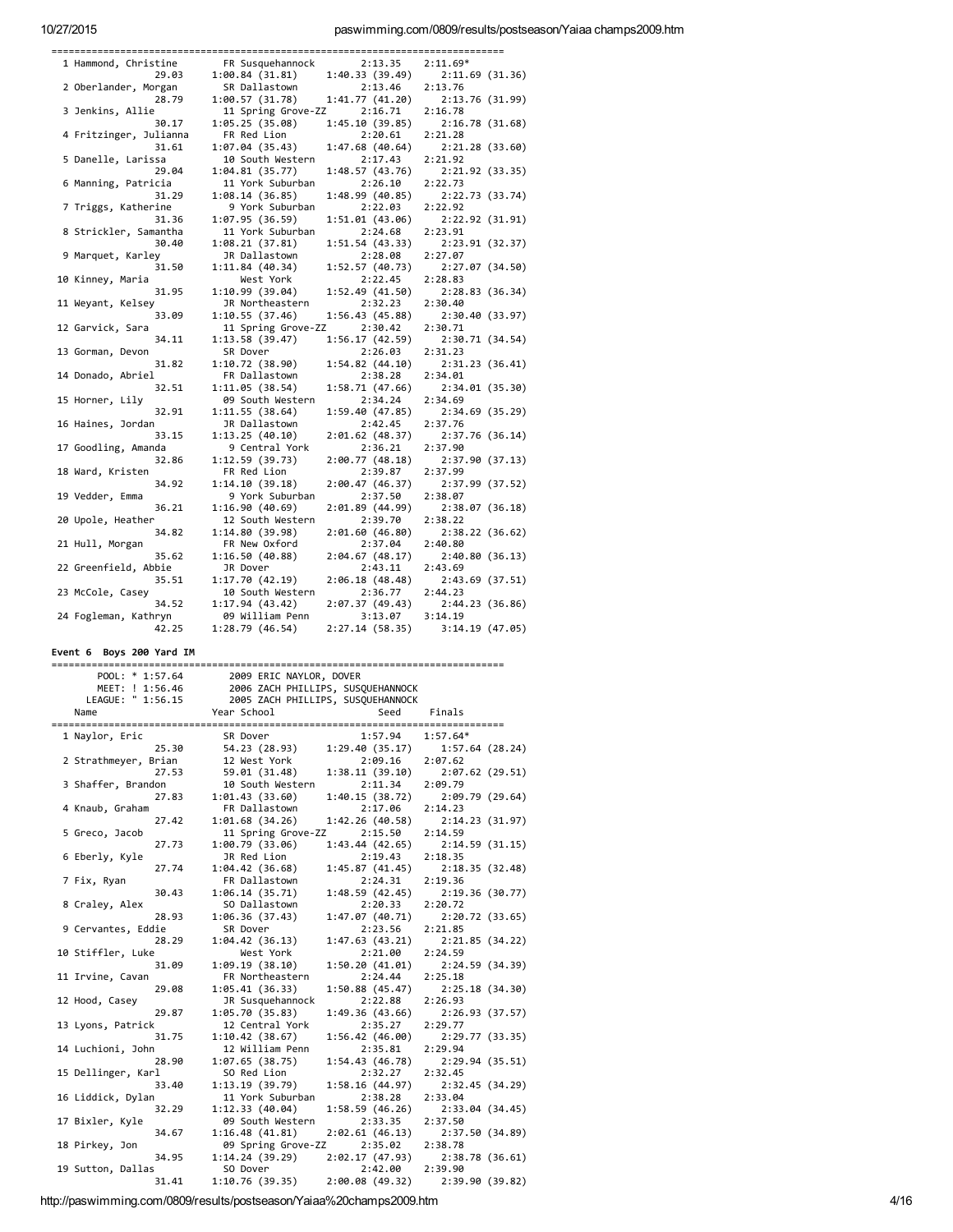```
===============================================================================
  1 Hammond, Christine        FR Susquehannock        2:13.35    2:11.69*
                29.03     1:00.84 (31.81)    1:40.33 (39.49)    2:11.69 (31.36)
  2 Oberlander, Morgan        SR Dallastown           2:13.46    2:13.76
                28.79     1:00.57 (31.78)    1:41.77 (41.20)    2:13.76 (31.99)
  3 Jenkins, Allie            11 Spring Grove-ZZ      2:16.71    2:16.78
                30.17     1:05.25 (35.08)    1:45.10 (39.85)    2:16.78 (31.68)
  4 Fritzinger, Julianna      FR Red Lion             2:20.61    2:21.28
                31.61     1:07.04 (35.43)    1:47.68 (40.64)    2:21.28 (33.60)
  5 Danelle, Larissa          10 South Western        2:17.43    2:21.92
                29.04     1:04.81 (35.77)    1:48.57 (43.76)    2:21.92 (33.35)
  6 Manning, Patricia         11 York Suburban        2:26.10    2:22.73
                31.29     1:08.14 (36.85)    1:48.99 (40.85)    2:22.73 (33.74)
  7 Triggs, Katherine          9 York Suburban        2:22.03    2:22.92
                31.36     1:07.95 (36.59)    1:51.01 (43.06)    2:22.92 (31.91)
  8 Strickler, Samantha       11 York Suburban        2:24.68    2:23.91
                30.40     1:08.21 (37.81)    1:51.54 (43.33)    2:23.91 (32.37)
  9 Marquet, Karley           JR Dallastown           2:28.08    2:27.07
                31.50     1:11.84 (40.34)    1:52.57 (40.73)    2:27.07 (34.50)
 10 Kinney, Maria                West York            2:22.45    2:28.83
                31.95     1:10.99 (39.04)    1:52.49 (41.50)    2:28.83 (36.34)
 11 Weyant, Kelsey            JR Northeastern         2:32.23    2:30.40
                33.09     1:10.55 (37.46)    1:56.43 (45.88)    2:30.40 (33.97)
 12 Garvick, Sara             11 Spring Grove-ZZ      2:30.42    2:30.71
                34.11     1:13.58 (39.47)    1:56.17 (42.59)    2:30.71 (34.54)
 13 Gorman, Devon             SR Dover                2:26.03    2:31.23
                31.82     1:10.72 (38.90)    1:54.82 (44.10)    2:31.23 (36.41)
 14 Donado, Abriel            FR Dallastown           2:38.28    2:34.01
                32.51     1:11.05 (38.54)    1:58.71 (47.66)    2:34.01 (35.30)
 15 Horner, Lily              09 South Western        2:34.24    2:34.69
                32.91     1:11.55 (38.64)    1:59.40 (47.85)    2:34.69 (35.29)
 16 Haines, Jordan            JR Dallastown           2:42.45    2:37.76
                33.15     1:13.25 (40.10)    2:01.62 (48.37)    2:37.76 (36.14)
 17 Goodling, Amanda           9 Central York         2:36.21    2:37.90
                32.86     1:12.59 (39.73)    2:00.77 (48.18)    2:37.90 (37.13)
 18 Ward, Kristen             FR Red Lion             2:39.87    2:37.99
                34.92     1:14.10 (39.18)    2:00.47 (46.37)    2:37.99 (37.52)
 19 Vedder, Emma               9 York Suburban        2:37.50    2:38.07
                36.21     1:16.90 (40.69)    2:01.89 (44.99)    2:38.07 (36.18)
 20 Upole, Heather            12 South Western        2:39.70    2:38.22
                34.82     1:14.80 (39.98)    2:01.60 (46.80)    2:38.22 (36.62)
 21 Hull, Morgan              FR New Oxford           2:37.04    2:40.80
                35.62     1:16.50 (40.88)    2:04.67 (48.17)    2:40.80 (36.13)
 22 Greenfield, Abbie         JR Dover                2:43.11    2:43.69
                35.51     1:17.70 (42.19)    2:06.18 (48.48)    2:43.69 (37.51)
 23 McCole, Casey             10 South Western        2:36.77    2:44.23
                34.52     1:17.94 (43.42)    2:07.37 (49.43)    2:44.23 (36.86)
 24 Fogleman, Kathryn         09 William Penn         3:13.07    3:14.19
                42.25     1:28.79 (46.54)    2:27.14 (58.35)    3:14.19 (47.05)
```

**Event 6  Boys 200 Yard IM**

```
===============================================================================
      POOL: * 1:57.64        2009 ERIC NAYLOR, DOVER
      MEET: ! 1:56.46        2006 ZACH PHILLIPS, SUSQUEHANNOCK
    LEAGUE: " 1:56.15        2005 ZACH PHILLIPS, SUSQUEHANNOCK
    Name                    Year School                 Seed    Finals
===============================================================================
  1 Naylor, Eric              SR Dover                1:57.94    1:57.64*
                25.30       54.23 (28.93)    1:29.40 (35.17)    1:57.64 (28.24)
  2 Strathmeyer, Brian        12 West York            2:09.16    2:07.62
                27.53       59.01 (31.48)    1:38.11 (39.10)    2:07.62 (29.51)
  3 Shaffer, Brandon          10 South Western        2:11.34    2:09.79
                27.83     1:01.43 (33.60)    1:40.15 (38.72)    2:09.79 (29.64)
  4 Knaub, Graham             FR Dallastown           2:17.06    2:14.23
                27.42     1:01.68 (34.26)    1:42.26 (40.58)    2:14.23 (31.97)
  5 Greco, Jacob              11 Spring Grove-ZZ      2:15.50    2:14.59
                27.73     1:00.79 (33.06)    1:43.44 (42.65)    2:14.59 (31.15)
  6 Eberly, Kyle              JR Red Lion             2:19.43    2:18.35
                27.74     1:04.42 (36.68)    1:45.87 (41.45)    2:18.35 (32.48)
  7 Fix, Ryan                 FR Dallastown           2:24.31    2:19.36
                30.43     1:06.14 (35.71)    1:48.59 (42.45)    2:19.36 (30.77)
  8 Craley, Alex              SO Dallastown           2:20.33    2:20.72
                28.93     1:06.36 (37.43)    1:47.07 (40.71)    2:20.72 (33.65)
  9 Cervantes, Eddie          SR Dover                2:23.56    2:21.85
                28.29     1:04.42 (36.13)    1:47.63 (43.21)    2:21.85 (34.22)
 10 Stiffler, Luke               West York            2:21.00    2:24.59
                31.09     1:09.19 (38.10)    1:50.20 (41.01)    2:24.59 (34.39)
 11 Irvine, Cavan             FR Northeastern         2:24.44    2:25.18
                29.08     1:05.41 (36.33)    1:50.88 (45.47)    2:25.18 (34.30)
 12 Hood, Casey               JR Susquehannock        2:22.88    2:26.93
                29.87     1:05.70 (35.83)    1:49.36 (43.66)    2:26.93 (37.57)
 13 Lyons, Patrick            12 Central York         2:35.27    2:29.77
                31.75     1:10.42 (38.67)    1:56.42 (46.00)    2:29.77 (33.35)
 14 Luchioni, John            12 William Penn         2:35.81    2:29.94
                28.90     1:07.65 (38.75)    1:54.43 (46.78)    2:29.94 (35.51)
 15 Dellinger, Karl           SO Red Lion             2:32.27    2:32.45
                33.40     1:13.19 (39.79)    1:58.16 (44.97)    2:32.45 (34.29)
 16 Liddick, Dylan            11 York Suburban        2:38.28    2:33.04
                32.29     1:12.33 (40.04)    1:58.59 (46.26)    2:33.04 (34.45)
 17 Bixler, Kyle              09 South Western        2:33.35    2:37.50
                34.67     1:16.48 (41.81)    2:02.61 (46.13)    2:37.50 (34.89)
 18 Pirkey, Jon               09 Spring Grove-ZZ      2:35.02    2:38.78
                34.95     1:14.24 (39.29)    2:02.17 (47.93)    2:38.78 (36.61)
 19 Sutton, Dallas            SO Dover                2:42.00    2:39.90
                31.41     1:10.76 (39.35)    2:00.08 (49.32)    2:39.90 (39.82)
```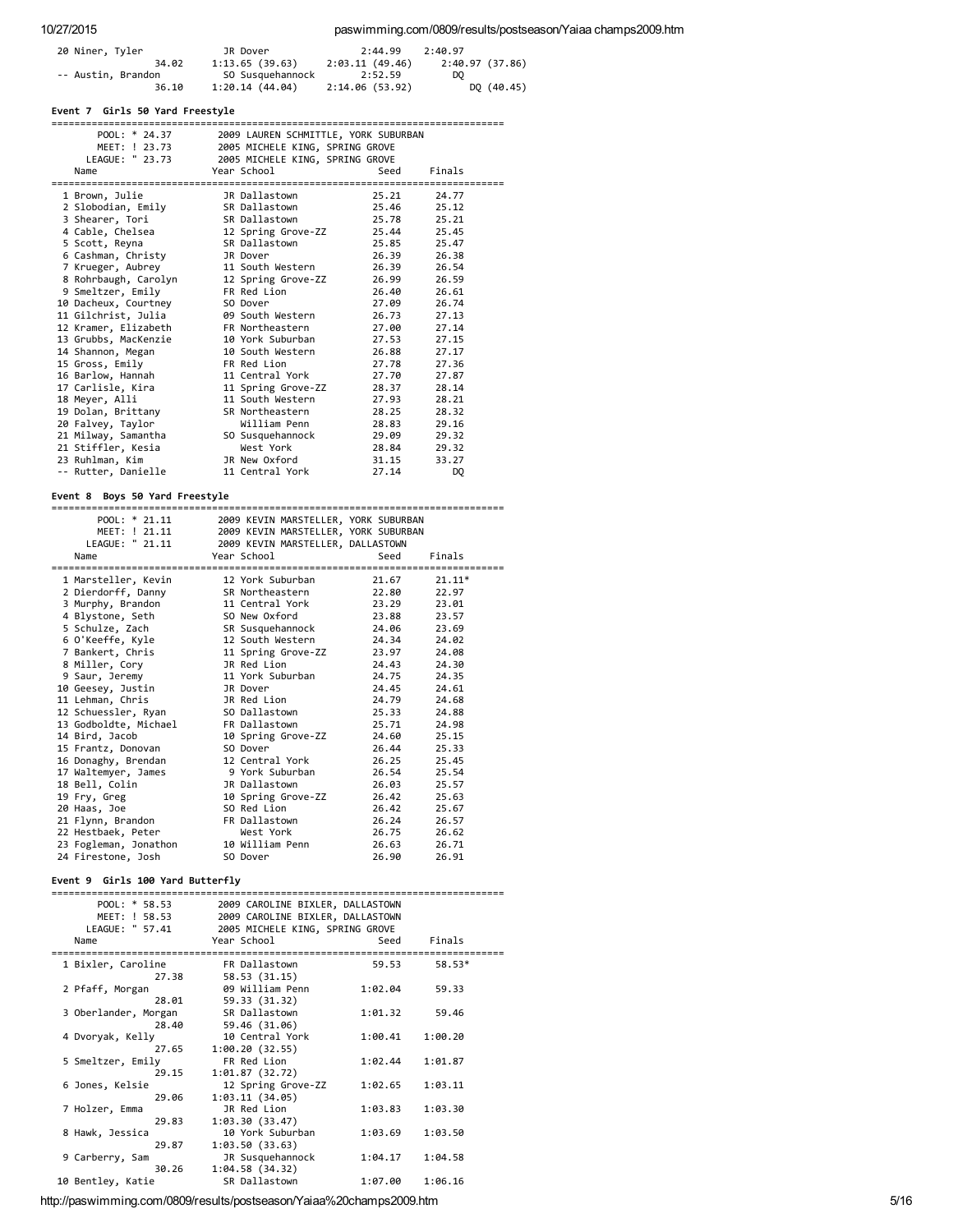| Place | Name | Year School | Seed | Finals |
|---|---|---|---|---|
| 20 | Niner, Tyler | JR Dover | 2:44.99 | 2:40.97 |
| | 34.02 | 1:13.65 (39.63) | 2:03.11 (49.46) | 2:40.97 (37.86) |
| -- | Austin, Brandon | SO Susquehannock | 2:52.59 | DQ |
| | 36.10 | 1:20.14 (44.04) | 2:14.06 (53.92) | DQ (40.45) |

### Event 7 Girls 50 Yard Freestyle

POOL: * 24.37 — 2009 LAUREN SCHMITTLE, YORK SUBURBAN
MEET: ! 23.73 — 2005 MICHELE KING, SPRING GROVE
LEAGUE: " 23.73 — 2005 MICHELE KING, SPRING GROVE

| Place | Name | Year School | Seed | Finals |
|---|---|---|---|---|
| 1 | Brown, Julie | JR Dallastown | 25.21 | 24.77 |
| 2 | Slobodian, Emily | SR Dallastown | 25.46 | 25.12 |
| 3 | Shearer, Tori | SR Dallastown | 25.78 | 25.21 |
| 4 | Cable, Chelsea | 12 Spring Grove-ZZ | 25.44 | 25.45 |
| 5 | Scott, Reyna | SR Dallastown | 25.85 | 25.47 |
| 6 | Cashman, Christy | JR Dover | 26.39 | 26.38 |
| 7 | Krueger, Aubrey | 11 South Western | 26.39 | 26.54 |
| 8 | Rohrbaugh, Carolyn | 12 Spring Grove-ZZ | 26.99 | 26.59 |
| 9 | Smeltzer, Emily | FR Red Lion | 26.40 | 26.61 |
| 10 | Dacheux, Courtney | SO Dover | 27.09 | 26.74 |
| 11 | Gilchrist, Julia | 09 South Western | 26.73 | 27.13 |
| 12 | Kramer, Elizabeth | FR Northeastern | 27.00 | 27.14 |
| 13 | Grubbs, MacKenzie | 10 York Suburban | 27.53 | 27.15 |
| 14 | Shannon, Megan | 10 South Western | 26.88 | 27.17 |
| 15 | Gross, Emily | FR Red Lion | 27.78 | 27.36 |
| 16 | Barlow, Hannah | 11 Central York | 27.70 | 27.87 |
| 17 | Carlisle, Kira | 11 Spring Grove-ZZ | 28.37 | 28.14 |
| 18 | Meyer, Alli | 11 South Western | 27.93 | 28.21 |
| 19 | Dolan, Brittany | SR Northeastern | 28.25 | 28.32 |
| 20 | Falvey, Taylor | William Penn | 28.83 | 29.16 |
| 21 | Milway, Samantha | SO Susquehannock | 29.09 | 29.32 |
| 21 | Stiffler, Kesia | West York | 28.84 | 29.32 |
| 23 | Ruhlman, Kim | JR New Oxford | 31.15 | 33.27 |
| -- | Rutter, Danielle | 11 Central York | 27.14 | DQ |

### Event 8 Boys 50 Yard Freestyle

POOL: * 21.11 — 2009 KEVIN MARSTELLER, YORK SUBURBAN
MEET: ! 21.11 — 2009 KEVIN MARSTELLER, YORK SUBURBAN
LEAGUE: " 21.11 — 2009 KEVIN MARSTELLER, DALLASTOWN

| Place | Name | Year School | Seed | Finals |
|---|---|---|---|---|
| 1 | Marsteller, Kevin | 12 York Suburban | 21.67 | 21.11* |
| 2 | Dierdorff, Danny | SR Northeastern | 22.80 | 22.97 |
| 3 | Murphy, Brandon | 11 Central York | 23.29 | 23.01 |
| 4 | Blystone, Seth | SO New Oxford | 23.88 | 23.57 |
| 5 | Schulze, Zach | SR Susquehannock | 24.06 | 23.69 |
| 6 | O'Keeffe, Kyle | 12 South Western | 24.34 | 24.02 |
| 7 | Bankert, Chris | 11 Spring Grove-ZZ | 23.97 | 24.08 |
| 8 | Miller, Cory | JR Red Lion | 24.43 | 24.30 |
| 9 | Saur, Jeremy | 11 York Suburban | 24.75 | 24.35 |
| 10 | Geesey, Justin | JR Dover | 24.45 | 24.61 |
| 11 | Lehman, Chris | JR Red Lion | 24.79 | 24.68 |
| 12 | Schuessler, Ryan | SO Dallastown | 25.33 | 24.88 |
| 13 | Godboldte, Michael | FR Dallastown | 25.71 | 24.98 |
| 14 | Bird, Jacob | 10 Spring Grove-ZZ | 24.60 | 25.15 |
| 15 | Frantz, Donovan | SO Dover | 26.44 | 25.33 |
| 16 | Donaghy, Brendan | 12 Central York | 26.25 | 25.45 |
| 17 | Waltemyer, James | 9 York Suburban | 26.54 | 25.54 |
| 18 | Bell, Colin | JR Dallastown | 26.03 | 25.57 |
| 19 | Fry, Greg | 10 Spring Grove-ZZ | 26.42 | 25.63 |
| 20 | Haas, Joe | SO Red Lion | 26.42 | 25.67 |
| 21 | Flynn, Brandon | FR Dallastown | 26.24 | 26.57 |
| 22 | Hestbaek, Peter | West York | 26.75 | 26.62 |
| 23 | Fogleman, Jonathon | 10 William Penn | 26.63 | 26.71 |
| 24 | Firestone, Josh | SO Dover | 26.90 | 26.91 |

### Event 9 Girls 100 Yard Butterfly

POOL: * 58.53 — 2009 CAROLINE BIXLER, DALLASTOWN
MEET: ! 58.53 — 2009 CAROLINE BIXLER, DALLASTOWN
LEAGUE: " 57.41 — 2005 MICHELE KING, SPRING GROVE

| Place | Name | Year School | Seed | Finals |
|---|---|---|---|---|
| 1 | Bixler, Caroline | FR Dallastown | 59.53 | 58.53* |
| | 27.38 | 58.53 (31.15) | | |
| 2 | Pfaff, Morgan | 09 William Penn | 1:02.04 | 59.33 |
| | 28.01 | 59.33 (31.32) | | |
| 3 | Oberlander, Morgan | SR Dallastown | 1:01.32 | 59.46 |
| | 28.40 | 59.46 (31.06) | | |
| 4 | Dvoryak, Kelly | 10 Central York | 1:00.41 | 1:00.20 |
| | 27.65 | 1:00.20 (32.55) | | |
| 5 | Smeltzer, Emily | FR Red Lion | 1:02.44 | 1:01.87 |
| | 29.15 | 1:01.87 (32.72) | | |
| 6 | Jones, Kelsie | 12 Spring Grove-ZZ | 1:02.65 | 1:03.11 |
| | 29.06 | 1:03.11 (34.05) | | |
| 7 | Holzer, Emma | JR Red Lion | 1:03.83 | 1:03.30 |
| | 29.83 | 1:03.30 (33.47) | | |
| 8 | Hawk, Jessica | 10 York Suburban | 1:03.69 | 1:03.50 |
| | 29.87 | 1:03.50 (33.63) | | |
| 9 | Carberry, Sam | JR Susquehannock | 1:04.17 | 1:04.58 |
| | 30.26 | 1:04.58 (34.32) | | |
| 10 | Bentley, Katie | SR Dallastown | 1:07.00 | 1:06.16 |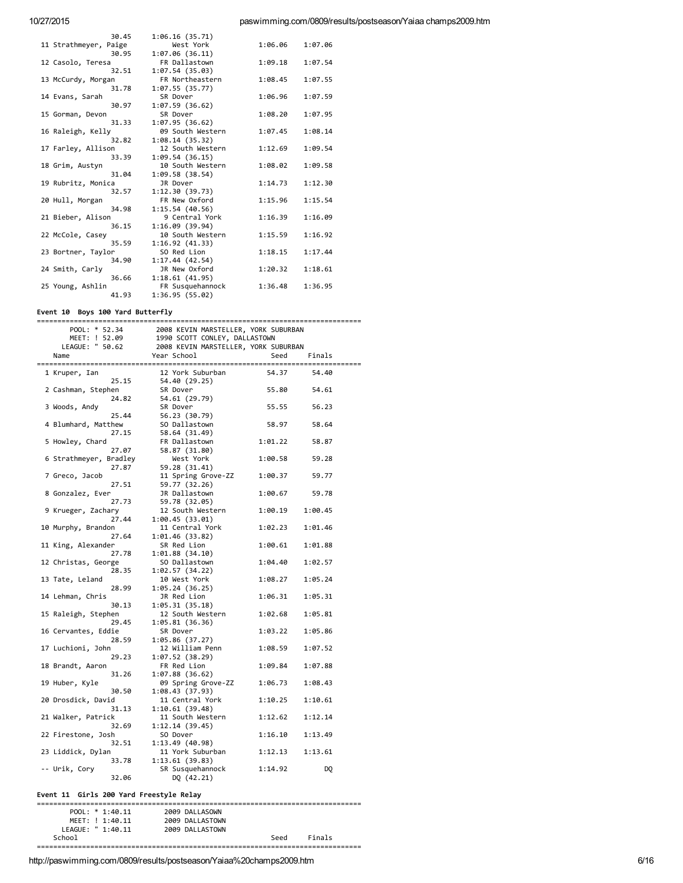```
                30.45     1:06.16 (35.71)
 11 Strathmeyer, Paige         West York          1:06.06    1:07.06
                30.95     1:07.06 (36.11)
 12 Casolo, Teresa          FR Dallastown         1:09.18    1:07.54
                32.51     1:07.54 (35.03)
 13 McCurdy, Morgan         FR Northeastern       1:08.45    1:07.55
                31.78     1:07.55 (35.77)
 14 Evans, Sarah            SR Dover              1:06.96    1:07.59
                30.97     1:07.59 (36.62)
 15 Gorman, Devon           SR Dover              1:08.20    1:07.95
                31.33     1:07.95 (36.62)
 16 Raleigh, Kelly          09 South Western      1:07.45    1:08.14
                32.82     1:08.14 (35.32)
 17 Farley, Allison         12 South Western      1:12.69    1:09.54
                33.39     1:09.54 (36.15)
 18 Grim, Austyn            10 South Western      1:08.02    1:09.58
                31.04     1:09.58 (38.54)
 19 Rubritz, Monica         JR Dover              1:14.73    1:12.30
                32.57     1:12.30 (39.73)
 20 Hull, Morgan            FR New Oxford         1:15.96    1:15.54
                34.98     1:15.54 (40.56)
 21 Bieber, Alison           9 Central York       1:16.39    1:16.09
                36.15     1:16.09 (39.94)
 22 McCole, Casey           10 South Western      1:15.59    1:16.92
                35.59     1:16.92 (41.33)
 23 Bortner, Taylor         SO Red Lion           1:18.15    1:17.44
                34.90     1:17.44 (42.54)
 24 Smith, Carly            JR New Oxford         1:20.32    1:18.61
                36.66     1:18.61 (41.95)
 25 Young, Ashlin           FR Susquehannock      1:36.48    1:36.95
                41.93     1:36.95 (55.02)
```

**Event 10 Boys 100 Yard Butterfly**

```
===============================================================================
       POOL: * 52.34       2008 KEVIN MARSTELLER, YORK SUBURBAN
       MEET: ! 52.09       1990 SCOTT CONLEY, DALLASTOWN
     LEAGUE: " 50.62       2008 KEVIN MARSTELLER, YORK SUBURBAN
    Name                    Year School               Seed     Finals
===============================================================================
  1 Kruper, Ian             12 York Suburban         54.37      54.40
                25.15     54.40 (29.25)
  2 Cashman, Stephen        SR Dover                 55.80      54.61
                24.82     54.61 (29.79)
  3 Woods, Andy             SR Dover                 55.55      56.23
                25.44     56.23 (30.79)
  4 Blumhard, Matthew       SO Dallastown            58.97      58.64
                27.15     58.64 (31.49)
  5 Howley, Chard           FR Dallastown          1:01.22      58.87
                27.07     58.87 (31.80)
  6 Strathmeyer, Bradley       West York           1:00.58      59.28
                27.87     59.28 (31.41)
  7 Greco, Jacob            11 Spring Grove-ZZ     1:00.37      59.77
                27.51     59.77 (32.26)
  8 Gonzalez, Ever          JR Dallastown          1:00.67      59.78
                27.73     59.78 (32.05)
  9 Krueger, Zachary        12 South Western       1:00.19    1:00.45
                27.44     1:00.45 (33.01)
 10 Murphy, Brandon         11 Central York        1:02.23    1:01.46
                27.64     1:01.46 (33.82)
 11 King, Alexander         SR Red Lion            1:00.61    1:01.88
                27.78     1:01.88 (34.10)
 12 Christas, George        SO Dallastown          1:04.40    1:02.57
                28.35     1:02.57 (34.22)
 13 Tate, Leland            10 West York           1:08.27    1:05.24
                28.99     1:05.24 (36.25)
 14 Lehman, Chris           JR Red Lion            1:06.31    1:05.31
                30.13     1:05.31 (35.18)
 15 Raleigh, Stephen        12 South Western       1:02.68    1:05.81
                29.45     1:05.81 (36.36)
 16 Cervantes, Eddie        SR Dover               1:03.22    1:05.86
                28.59     1:05.86 (37.27)
 17 Luchioni, John          12 William Penn        1:08.59    1:07.52
                29.23     1:07.52 (38.29)
 18 Brandt, Aaron           FR Red Lion            1:09.84    1:07.88
                31.26     1:07.88 (36.62)
 19 Huber, Kyle             09 Spring Grove-ZZ     1:06.73    1:08.43
                30.50     1:08.43 (37.93)
 20 Drosdick, David         11 Central York        1:10.25    1:10.61
                31.13     1:10.61 (39.48)
 21 Walker, Patrick         11 South Western       1:12.62    1:12.14
                32.69     1:12.14 (39.45)
 22 Firestone, Josh         SO Dover               1:16.10    1:13.49
                32.51     1:13.49 (40.98)
 23 Liddick, Dylan          11 York Suburban       1:12.13    1:13.61
                33.78     1:13.61 (39.83)
 -- Urik, Cory              SR Susquehannock       1:14.92         DQ
                32.06        DQ (42.21)
```

**Event 11 Girls 200 Yard Freestyle Relay**

```
===============================================================================
       POOL: * 1:40.11     2009 DALLASOWN
       MEET: ! 1:40.11     2009 DALLASTOWN
     LEAGUE: " 1:40.11     2009 DALLASTOWN
    School                                            Seed     Finals
===============================================================================
```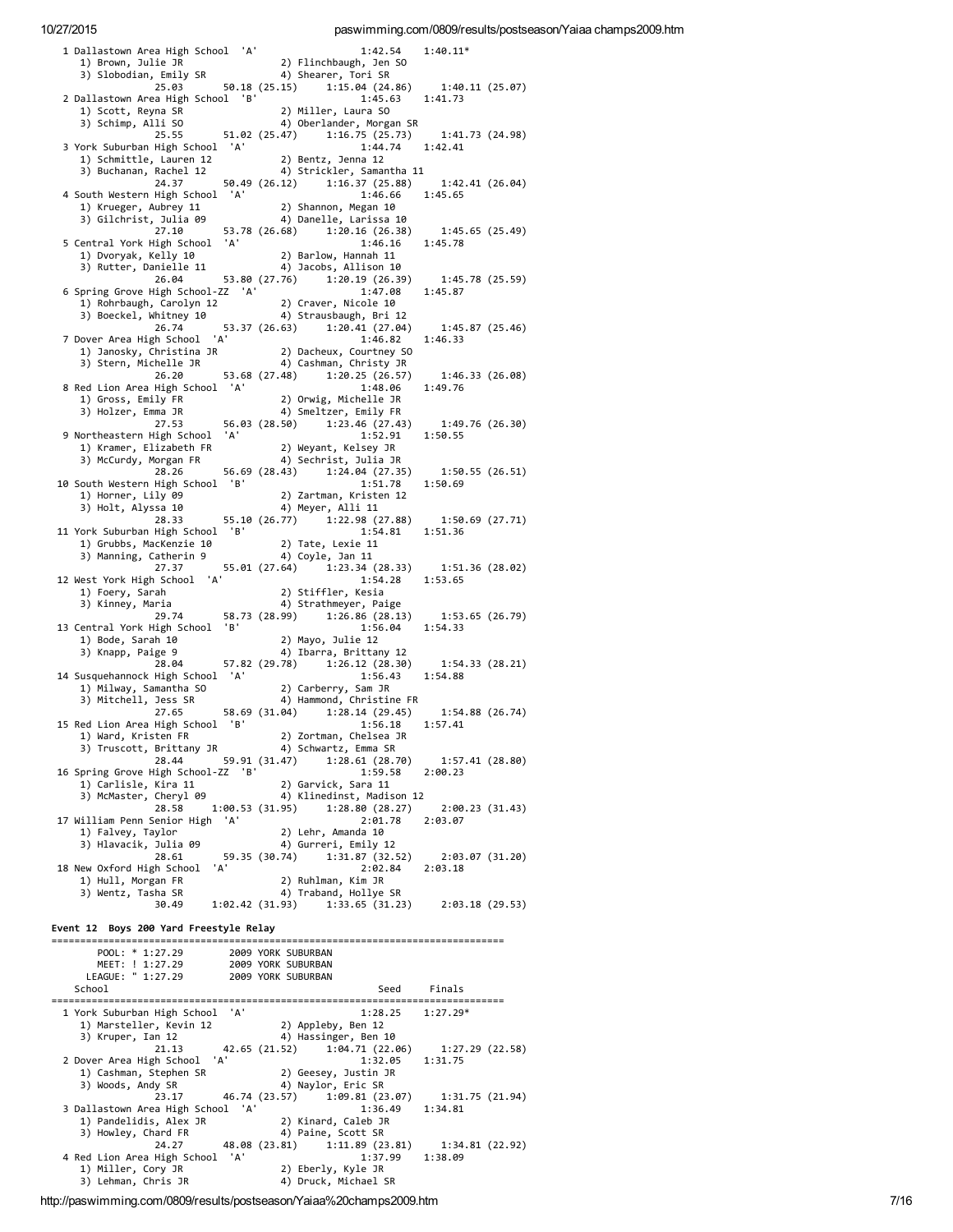```
  1 Dallastown Area High School  'A'                1:42.54    1:40.11*
     1) Brown, Julie JR              2) Flinchbaugh, Jen SO
     3) Slobodian, Emily SR          4) Shearer, Tori SR
              25.03        50.18 (25.15)    1:15.04 (24.86)    1:40.11 (25.07)
  2 Dallastown Area High School  'B'                1:45.63    1:41.73
     1) Scott, Reyna SR              2) Miller, Laura SO
     3) Schimp, Alli SO              4) Oberlander, Morgan SR
              25.55        51.02 (25.47)    1:16.75 (25.73)    1:41.73 (24.98)
  3 York Suburban High School  'A'                  1:44.74    1:42.41
     1) Schmittle, Lauren 12         2) Bentz, Jenna 12
     3) Buchanan, Rachel 12          4) Strickler, Samantha 11
              24.37        50.49 (26.12)    1:16.37 (25.88)    1:42.41 (26.04)
  4 South Western High School  'A'                  1:46.66    1:45.65
     1) Krueger, Aubrey 11           2) Shannon, Megan 10
     3) Gilchrist, Julia 09          4) Danelle, Larissa 10
              27.10        53.78 (26.68)    1:20.16 (26.38)    1:45.65 (25.49)
  5 Central York High School  'A'                   1:46.16    1:45.78
     1) Dvoryak, Kelly 10            2) Barlow, Hannah 11
     3) Rutter, Danielle 11          4) Jacobs, Allison 10
              26.04        53.80 (27.76)    1:20.19 (26.39)    1:45.78 (25.59)
  6 Spring Grove High School-ZZ  'A'                1:47.08    1:45.87
     1) Rohrbaugh, Carolyn 12        2) Craver, Nicole 10
     3) Boeckel, Whitney 10          4) Strausbaugh, Bri 12
              26.74        53.37 (26.63)    1:20.41 (27.04)    1:45.87 (25.46)
  7 Dover Area High School  'A'                     1:46.82    1:46.33
     1) Janosky, Christina JR        2) Dacheux, Courtney SO
     3) Stern, Michelle JR           4) Cashman, Christy JR
              26.20        53.68 (27.48)    1:20.25 (26.57)    1:46.33 (26.08)
  8 Red Lion Area High School  'A'                  1:48.06    1:49.76
     1) Gross, Emily FR              2) Orwig, Michelle JR
     3) Holzer, Emma JR              4) Smeltzer, Emily FR
              27.53        56.03 (28.50)    1:23.46 (27.43)    1:49.76 (26.30)
  9 Northeastern High School  'A'                   1:52.91    1:50.55
     1) Kramer, Elizabeth FR         2) Weyant, Kelsey JR
     3) McCurdy, Morgan FR           4) Sechrist, Julia JR
              28.26        56.69 (28.43)    1:24.04 (27.35)    1:50.55 (26.51)
 10 South Western High School  'B'                  1:51.78    1:50.69
     1) Horner, Lily 09              2) Zartman, Kristen 12
     3) Holt, Alyssa 10              4) Meyer, Alli 11
              28.33        55.10 (26.77)    1:22.98 (27.88)    1:50.69 (27.71)
 11 York Suburban High School  'B'                  1:54.81    1:51.36
     1) Grubbs, MacKenzie 10         2) Tate, Lexie 11
     3) Manning, Catherin 9          4) Coyle, Jan 11
              27.37        55.01 (27.64)    1:23.34 (28.33)    1:51.36 (28.02)
 12 West York High School  'A'                      1:54.28    1:53.65
     1) Foery, Sarah                 2) Stiffler, Kesia
     3) Kinney, Maria                4) Strathmeyer, Paige
              29.74        58.73 (28.99)    1:26.86 (28.13)    1:53.65 (26.79)
 13 Central York High School  'B'                   1:56.04    1:54.33
     1) Bode, Sarah 10               2) Mayo, Julie 12
     3) Knapp, Paige 9               4) Ibarra, Brittany 12
              28.04        57.82 (29.78)    1:26.12 (28.30)    1:54.33 (28.21)
 14 Susquehannock High School  'A'                  1:56.43    1:54.88
     1) Milway, Samantha SO          2) Carberry, Sam JR
     3) Mitchell, Jess SR            4) Hammond, Christine FR
              27.65        58.69 (31.04)    1:28.14 (29.45)    1:54.88 (26.74)
 15 Red Lion Area High School  'B'                  1:56.18    1:57.41
     1) Ward, Kristen FR             2) Zortman, Chelsea JR
     3) Truscott, Brittany JR        4) Schwartz, Emma SR
              28.44        59.91 (31.47)    1:28.61 (28.70)    1:57.41 (28.80)
 16 Spring Grove High School-ZZ  'B'                1:59.58    2:00.23
     1) Carlisle, Kira 11            2) Garvick, Sara 11
     3) McMaster, Cheryl 09          4) Klinedinst, Madison 12
              28.58      1:00.53 (31.95)    1:28.80 (28.27)    2:00.23 (31.43)
 17 William Penn Senior High  'A'                   2:01.78    2:03.07
     1) Falvey, Taylor               2) Lehr, Amanda 10
     3) Hlavacik, Julia 09           4) Gurreri, Emily 12
              28.61        59.35 (30.74)    1:31.87 (32.52)    2:03.07 (31.20)
 18 New Oxford High School  'A'                     2:02.84    2:03.18
     1) Hull, Morgan FR              2) Ruhlman, Kim JR
     3) Wentz, Tasha SR              4) Traband, Hollye SR
              30.49      1:02.42 (31.93)    1:33.65 (31.23)    2:03.18 (29.53)
```

**Event 12  Boys 200 Yard Freestyle Relay**

```
===============================================================================
        POOL: * 1:27.29        2009 YORK SUBURBAN
        MEET: ! 1:27.29        2009 YORK SUBURBAN
      LEAGUE: " 1:27.29        2009 YORK SUBURBAN
    School                                            Seed     Finals
===============================================================================
  1 York Suburban High School  'A'                  1:28.25    1:27.29*
     1) Marsteller, Kevin 12         2) Appleby, Ben 12
     3) Kruper, Ian 12               4) Hassinger, Ben 10
              21.13        42.65 (21.52)    1:04.71 (22.06)    1:27.29 (22.58)
  2 Dover Area High School  'A'                     1:32.05    1:31.75
     1) Cashman, Stephen SR          2) Geesey, Justin JR
     3) Woods, Andy SR               4) Naylor, Eric SR
              23.17        46.74 (23.57)    1:09.81 (23.07)    1:31.75 (21.94)
  3 Dallastown Area High School  'A'                1:36.49    1:34.81
     1) Pandelidis, Alex JR          2) Kinard, Caleb JR
     3) Howley, Chard FR             4) Paine, Scott SR
              24.27        48.08 (23.81)    1:11.89 (23.81)    1:34.81 (22.92)
  4 Red Lion Area High School  'A'                  1:37.99    1:38.09
     1) Miller, Cory JR              2) Eberly, Kyle JR
     3) Lehman, Chris JR             4) Druck, Michael SR
```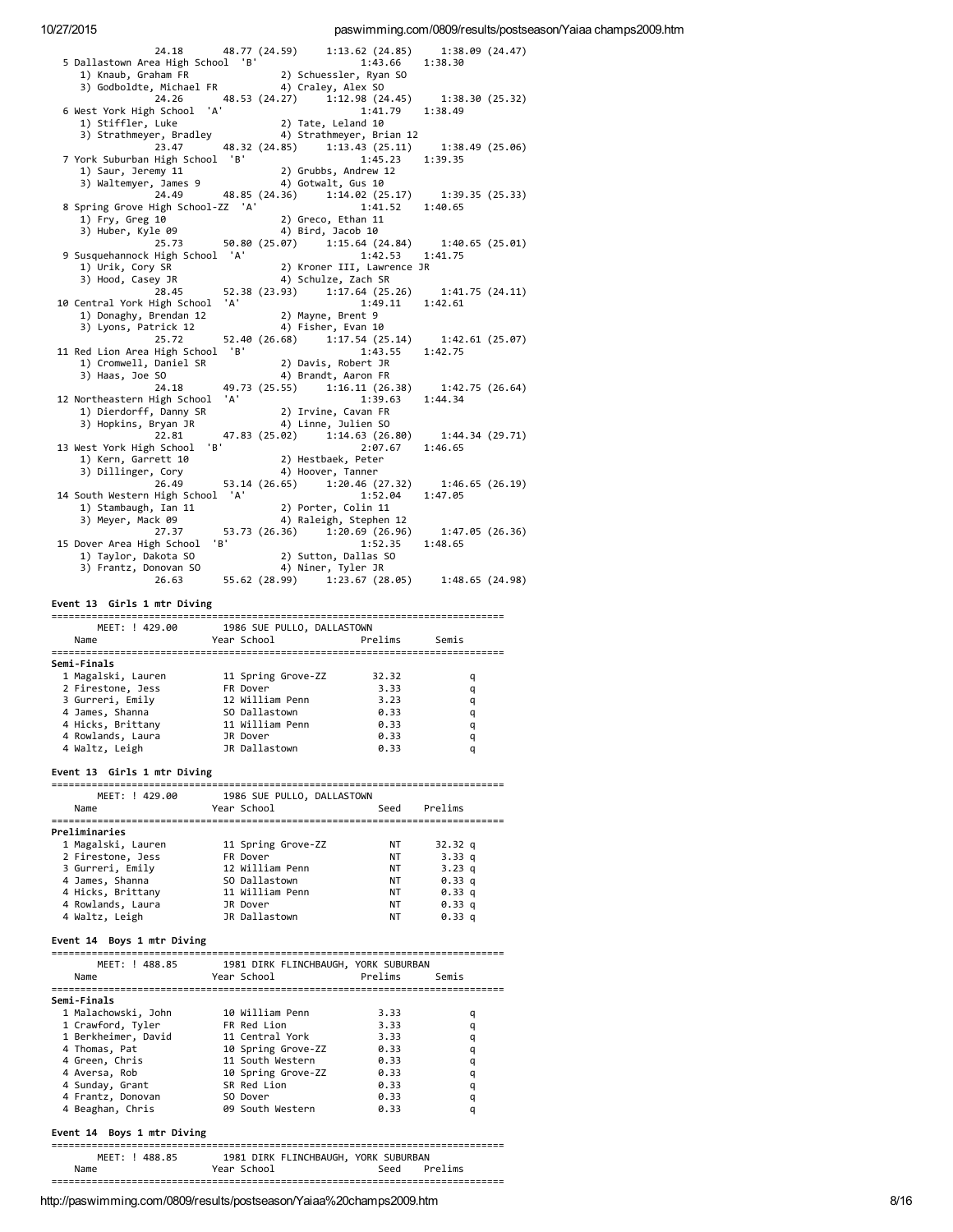```
                24.18      48.77 (24.59)     1:13.62 (24.85)     1:38.09 (24.47)
  5 Dallastown Area High School  'B'                   1:43.66    1:38.30
     1) Knaub, Graham FR               2) Schuessler, Ryan SO
     3) Godboldte, Michael FR          4) Craley, Alex SO
                24.26      48.53 (24.27)     1:12.98 (24.45)     1:38.30 (25.32)
  6 West York High School  'A'                         1:41.79    1:38.49
     1) Stiffler, Luke                 2) Tate, Leland 10
     3) Strathmeyer, Bradley           4) Strathmeyer, Brian 12
                23.47      48.32 (24.85)     1:13.43 (25.11)     1:38.49 (25.06)
  7 York Suburban High School  'B'                     1:45.23    1:39.35
     1) Saur, Jeremy 11                2) Grubbs, Andrew 12
     3) Waltemyer, James 9             4) Gotwalt, Gus 10
                24.49      48.85 (24.36)     1:14.02 (25.17)     1:39.35 (25.33)
  8 Spring Grove High School-ZZ  'A'                   1:41.52    1:40.65
     1) Fry, Greg 10                   2) Greco, Ethan 11
     3) Huber, Kyle 09                 4) Bird, Jacob 10
                25.73      50.80 (25.07)     1:15.64 (24.84)     1:40.65 (25.01)
  9 Susquehannock High School  'A'                     1:42.53    1:41.75
     1) Urik, Cory SR                  2) Kroner III, Lawrence JR
     3) Hood, Casey JR                 4) Schulze, Zach SR
                28.45      52.38 (23.93)     1:17.64 (25.26)     1:41.75 (24.11)
 10 Central York High School  'A'                      1:49.11    1:42.61
     1) Donaghy, Brendan 12            2) Mayne, Brent 9
     3) Lyons, Patrick 12              4) Fisher, Evan 10
                25.72      52.40 (26.68)     1:17.54 (25.14)     1:42.61 (25.07)
 11 Red Lion Area High School  'B'                     1:43.55    1:42.75
     1) Cromwell, Daniel SR            2) Davis, Robert JR
     3) Haas, Joe SO                   4) Brandt, Aaron FR
                24.18      49.73 (25.55)     1:16.11 (26.38)     1:42.75 (26.64)
 12 Northeastern High School  'A'                      1:39.63    1:44.34
     1) Dierdorff, Danny SR            2) Irvine, Cavan FR
     3) Hopkins, Bryan JR              4) Linne, Julien SO
                22.81      47.83 (25.02)     1:14.63 (26.80)     1:44.34 (29.71)
 13 West York High School  'B'                         2:07.67    1:46.65
     1) Kern, Garrett 10               2) Hestbaek, Peter
     3) Dillinger, Cory                4) Hoover, Tanner
                26.49      53.14 (26.65)     1:20.46 (27.32)     1:46.65 (26.19)
 14 South Western High School  'A'                     1:52.04    1:47.05
     1) Stambaugh, Ian 11              2) Porter, Colin 11
     3) Meyer, Mack 09                 4) Raleigh, Stephen 12
                27.37      53.73 (26.36)     1:20.69 (26.96)     1:47.05 (26.36)
 15 Dover Area High School  'B'                        1:52.35    1:48.65
     1) Taylor, Dakota SO              2) Sutton, Dallas SO
     3) Frantz, Donovan SO             4) Niner, Tyler JR
                26.63      55.62 (28.99)     1:23.67 (28.05)     1:48.65 (24.98)
```

**Event 13  Girls 1 mtr Diving**

```
===============================================================================
       MEET: ! 429.00       1986 SUE PULLO, DALLASTOWN
    Name                  Year School                Prelims      Semis
===============================================================================
Semi-Finals
  1 Magalski, Lauren        11 Spring Grove-ZZ        32.32           q
  2 Firestone, Jess         FR Dover                   3.33           q
  3 Gurreri, Emily          12 William Penn            3.23           q
  4 James, Shanna           SO Dallastown              0.33           q
  4 Hicks, Brittany         11 William Penn            0.33           q
  4 Rowlands, Laura         JR Dover                   0.33           q
  4 Waltz, Leigh            JR Dallastown              0.33           q
```

**Event 13  Girls 1 mtr Diving**

```
===============================================================================
       MEET: ! 429.00       1986 SUE PULLO, DALLASTOWN
    Name                  Year School                   Seed    Prelims
===============================================================================
Preliminaries
  1 Magalski, Lauren        11 Spring Grove-ZZ            NT      32.32 q
  2 Firestone, Jess         FR Dover                      NT       3.33 q
  3 Gurreri, Emily          12 William Penn               NT       3.23 q
  4 James, Shanna           SO Dallastown                 NT       0.33 q
  4 Hicks, Brittany         11 William Penn               NT       0.33 q
  4 Rowlands, Laura         JR Dover                      NT       0.33 q
  4 Waltz, Leigh            JR Dallastown                 NT       0.33 q
```

**Event 14  Boys 1 mtr Diving**

```
===============================================================================
       MEET: ! 488.85       1981 DIRK FLINCHBAUGH, YORK SUBURBAN
    Name                  Year School                Prelims      Semis
===============================================================================
Semi-Finals
  1 Malachowski, John       10 William Penn            3.33           q
  1 Crawford, Tyler         FR Red Lion                3.33           q
  1 Berkheimer, David       11 Central York            3.33           q
  4 Thomas, Pat             10 Spring Grove-ZZ         0.33           q
  4 Green, Chris            11 South Western           0.33           q
  4 Aversa, Rob             10 Spring Grove-ZZ         0.33           q
  4 Sunday, Grant           SR Red Lion                0.33           q
  4 Frantz, Donovan         SO Dover                   0.33           q
  4 Beaghan, Chris          09 South Western           0.33           q
```

**Event 14  Boys 1 mtr Diving**

```
===============================================================================
       MEET: ! 488.85       1981 DIRK FLINCHBAUGH, YORK SUBURBAN
    Name                  Year School                   Seed    Prelims
===============================================================================
```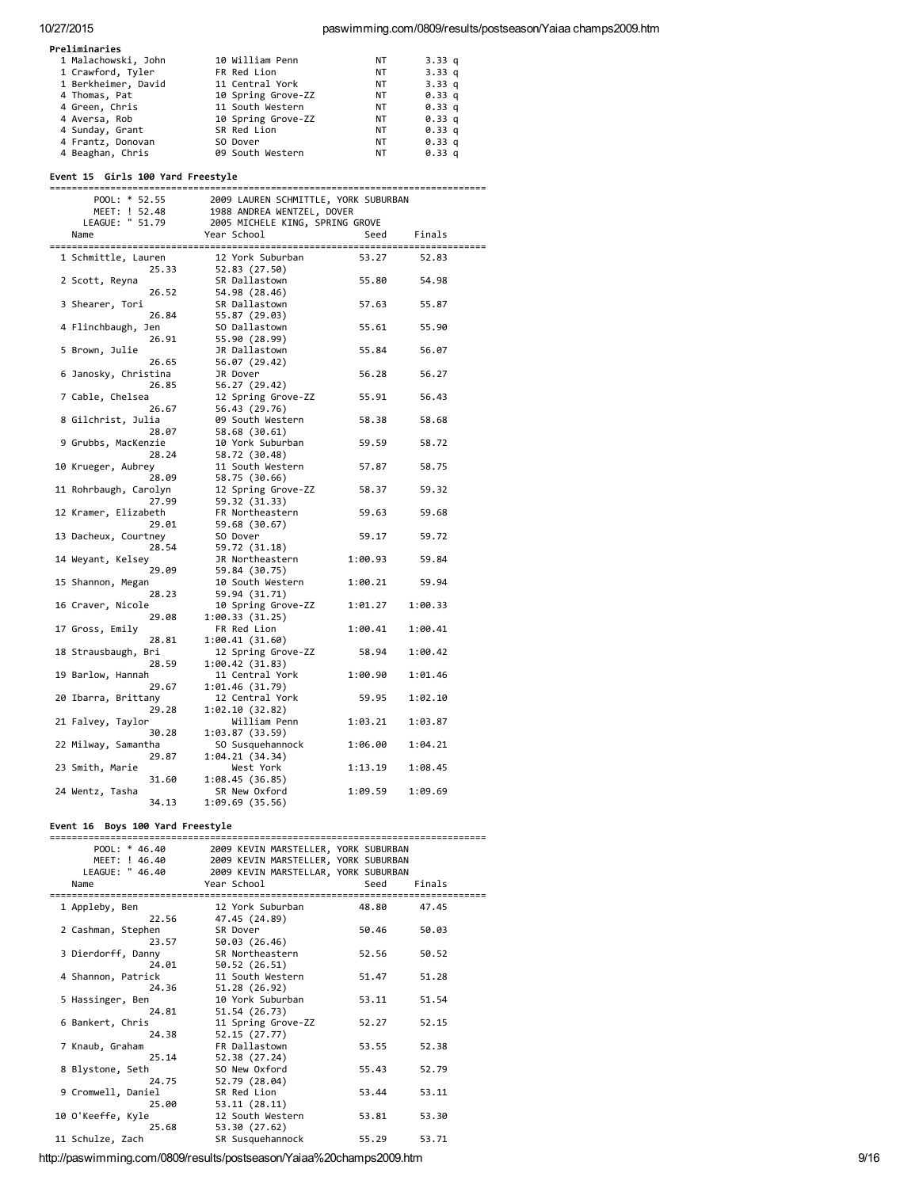**Preliminaries**

| Place | Name | Year School | Seed | Prelims |
|---|---|---|---|---|
| 1 | Malachowski, John | 10 William Penn | NT | 3.33 q |
| 1 | Crawford, Tyler | FR Red Lion | NT | 3.33 q |
| 1 | Berkheimer, David | 11 Central York | NT | 3.33 q |
| 4 | Thomas, Pat | 10 Spring Grove-ZZ | NT | 0.33 q |
| 4 | Green, Chris | 11 South Western | NT | 0.33 q |
| 4 | Aversa, Rob | 10 Spring Grove-ZZ | NT | 0.33 q |
| 4 | Sunday, Grant | SR Red Lion | NT | 0.33 q |
| 4 | Frantz, Donovan | SO Dover | NT | 0.33 q |
| 4 | Beaghan, Chris | 09 South Western | NT | 0.33 q |

## Event 15 Girls 100 Yard Freestyle

```
===============================================================================
       POOL: * 52.55       2009 LAUREN SCHMITTLE, YORK SUBURBAN
       MEET: ! 52.48       1988 ANDREA WENTZEL, DOVER
     LEAGUE: " 51.79       2005 MICHELE KING, SPRING GROVE
    Name                 Year School              Seed     Finals
===============================================================================
  1 Schmittle, Lauren      12 York Suburban        53.27      52.83
               25.33      52.83 (27.50)
  2 Scott, Reyna           SR Dallastown           55.80      54.98
               26.52      54.98 (28.46)
  3 Shearer, Tori          SR Dallastown           57.63      55.87
               26.84      55.87 (29.03)
  4 Flinchbaugh, Jen       SO Dallastown           55.61      55.90
               26.91      55.90 (28.99)
  5 Brown, Julie           JR Dallastown           55.84      56.07
               26.65      56.07 (29.42)
  6 Janosky, Christina     JR Dover                56.28      56.27
               26.85      56.27 (29.42)
  7 Cable, Chelsea         12 Spring Grove-ZZ      55.91      56.43
               26.67      56.43 (29.76)
  8 Gilchrist, Julia       09 South Western        58.38      58.68
               28.07      58.68 (30.61)
  9 Grubbs, MacKenzie      10 York Suburban        59.59      58.72
               28.24      58.72 (30.48)
 10 Krueger, Aubrey        11 South Western        57.87      58.75
               28.09      58.75 (30.66)
 11 Rohrbaugh, Carolyn     12 Spring Grove-ZZ      58.37      59.32
               27.99      59.32 (31.33)
 12 Kramer, Elizabeth      FR Northeastern         59.63      59.68
               29.01      59.68 (30.67)
 13 Dacheux, Courtney      SO Dover                59.17      59.72
               28.54      59.72 (31.18)
 14 Weyant, Kelsey         JR Northeastern       1:00.93      59.84
               29.09      59.84 (30.75)
 15 Shannon, Megan         10 South Western      1:00.21      59.94
               28.23      59.94 (31.71)
 16 Craver, Nicole         10 Spring Grove-ZZ    1:01.27    1:00.33
               29.08    1:00.33 (31.25)
 17 Gross, Emily           FR Red Lion           1:00.41    1:00.41
               28.81    1:00.41 (31.60)
 18 Strausbaugh, Bri       12 Spring Grove-ZZ      58.94    1:00.42
               28.59    1:00.42 (31.83)
 19 Barlow, Hannah         11 Central York       1:00.90    1:01.46
               29.67    1:01.46 (31.79)
 20 Ibarra, Brittany       12 Central York         59.95    1:02.10
               29.28    1:02.10 (32.82)
 21 Falvey, Taylor            William Penn       1:03.21    1:03.87
               30.28    1:03.87 (33.59)
 22 Milway, Samantha       SO Susquehannock      1:06.00    1:04.21
               29.87    1:04.21 (34.34)
 23 Smith, Marie              West York          1:13.19    1:08.45
               31.60    1:08.45 (36.85)
 24 Wentz, Tasha           SR New Oxford         1:09.59    1:09.69
               34.13    1:09.69 (35.56)
```

## Event 16 Boys 100 Yard Freestyle

```
===============================================================================
       POOL: * 46.40       2009 KEVIN MARSTELLER, YORK SUBURBAN
       MEET: ! 46.40       2009 KEVIN MARSTELLER, YORK SUBURBAN
     LEAGUE: " 46.40       2009 KEVIN MARSTELLAR, YORK SUBURBAN
    Name                 Year School              Seed     Finals
===============================================================================
  1 Appleby, Ben           12 York Suburban        48.80      47.45
               22.56      47.45 (24.89)
  2 Cashman, Stephen       SR Dover                50.46      50.03
               23.57      50.03 (26.46)
  3 Dierdorff, Danny       SR Northeastern         52.56      50.52
               24.01      50.52 (26.51)
  4 Shannon, Patrick       11 South Western        51.47      51.28
               24.36      51.28 (26.92)
  5 Hassinger, Ben         10 York Suburban        53.11      51.54
               24.81      51.54 (26.73)
  6 Bankert, Chris         11 Spring Grove-ZZ      52.27      52.15
               24.38      52.15 (27.77)
  7 Knaub, Graham          FR Dallastown           53.55      52.38
               25.14      52.38 (27.24)
  8 Blystone, Seth         SO New Oxford           55.43      52.79
               24.75      52.79 (28.04)
  9 Cromwell, Daniel       SR Red Lion             53.44      53.11
               25.00      53.11 (28.11)
 10 O'Keeffe, Kyle         12 South Western        53.81      53.30
               25.68      53.30 (27.62)
 11 Schulze, Zach          SR Susquehannock        55.29      53.71
```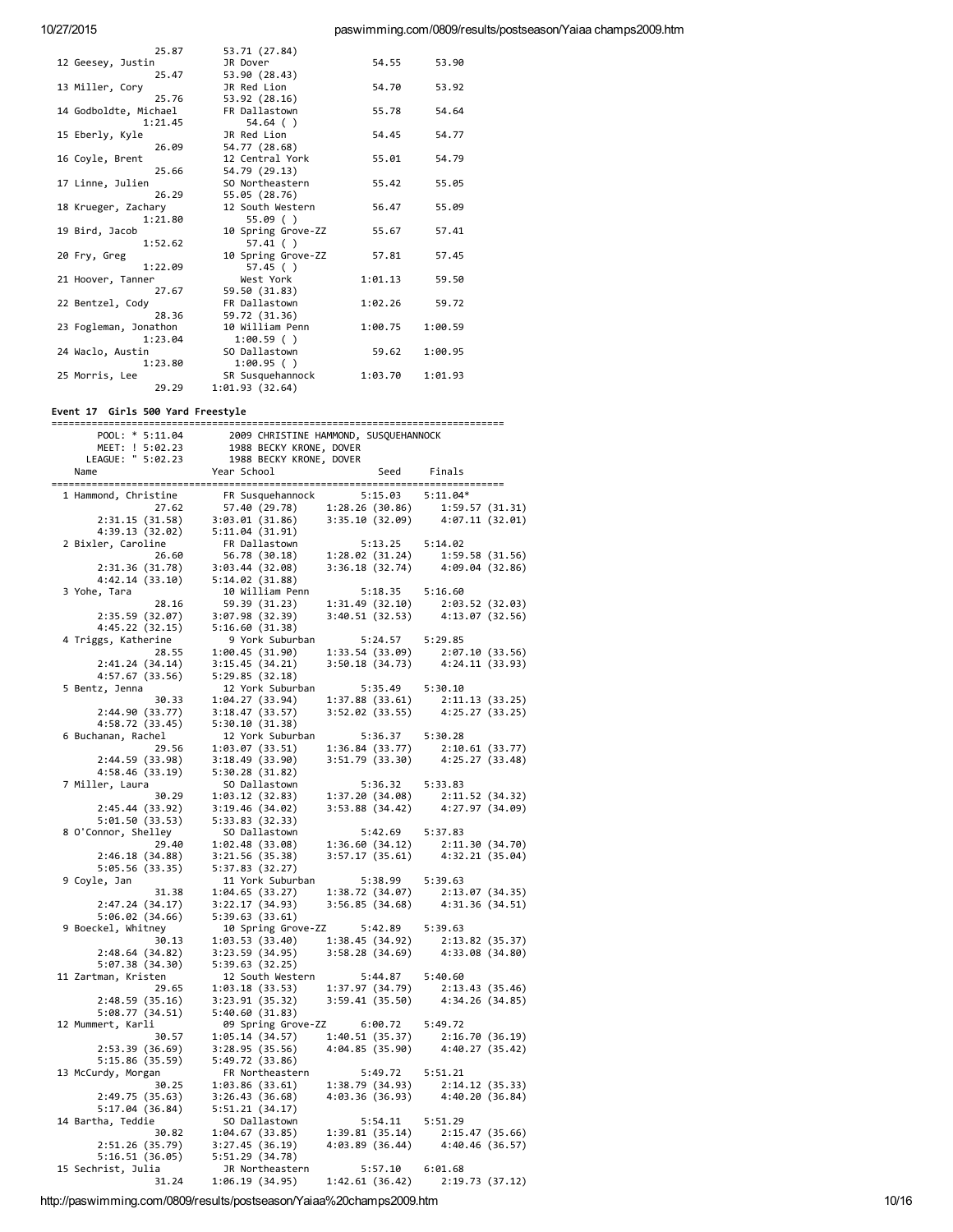```
                 25.87      53.71 (27.84)
 12 Geesey, Justin          JR Dover                 54.55      53.90
                 25.47      53.90 (28.43)
 13 Miller, Cory            JR Red Lion              54.70      53.92
                 25.76      53.92 (28.16)
 14 Godboldte, Michael      FR Dallastown            55.78      54.64
               1:21.45        54.64 ( )
 15 Eberly, Kyle            JR Red Lion              54.45      54.77
                 26.09      54.77 (28.68)
 16 Coyle, Brent            12 Central York          55.01      54.79
                 25.66      54.79 (29.13)
 17 Linne, Julien           SO Northeastern          55.42      55.05
                 26.29      55.05 (28.76)
 18 Krueger, Zachary        12 South Western         56.47      55.09
               1:21.80        55.09 ( )
 19 Bird, Jacob             10 Spring Grove-ZZ       55.67      57.41
               1:52.62        57.41 ( )
 20 Fry, Greg               10 Spring Grove-ZZ       57.81      57.45
               1:22.09        57.45 ( )
 21 Hoover, Tanner             West York           1:01.13      59.50
                 27.67      59.50 (31.83)
 22 Bentzel, Cody           FR Dallastown          1:02.26      59.72
                 28.36      59.72 (31.36)
 23 Fogleman, Jonathon      10 William Penn        1:00.75    1:00.59
               1:23.04       1:00.59 ( )
 24 Waclo, Austin           SO Dallastown            59.62    1:00.95
               1:23.80       1:00.95 ( )
 25 Morris, Lee             SR Susquehannock       1:03.70    1:01.93
                 29.29    1:01.93 (32.64)
```

**Event 17  Girls 500 Yard Freestyle**

```
===============================================================================
       POOL: * 5:11.04        2009 CHRISTINE HAMMOND, SUSQUEHANNOCK
       MEET: ! 5:02.23        1988 BECKY KRONE, DOVER
     LEAGUE: " 5:02.23        1988 BECKY KRONE, DOVER
    Name                   Year School                 Seed     Finals
===============================================================================
  1 Hammond, Christine        FR Susquehannock       5:15.03    5:11.04*
                 27.62      57.40 (29.78)     1:28.26 (30.86)     1:59.57 (31.31)
       2:31.15 (31.58)    3:03.01 (31.86)     3:35.10 (32.09)     4:07.11 (32.01)
       4:39.13 (32.02)    5:11.04 (31.91)
  2 Bixler, Caroline          FR Dallastown          5:13.25    5:14.02
                 26.60      56.78 (30.18)     1:28.02 (31.24)     1:59.58 (31.56)
       2:31.36 (31.78)    3:03.44 (32.08)     3:36.18 (32.74)     4:09.04 (32.86)
       4:42.14 (33.10)    5:14.02 (31.88)
  3 Yohe, Tara                10 William Penn        5:18.35    5:16.60
                 28.16      59.39 (31.23)     1:31.49 (32.10)     2:03.52 (32.03)
       2:35.59 (32.07)    3:07.98 (32.39)     3:40.51 (32.53)     4:13.07 (32.56)
       4:45.22 (32.15)    5:16.60 (31.38)
  4 Triggs, Katherine          9 York Suburban       5:24.57    5:29.85
                 28.55    1:00.45 (31.90)     1:33.54 (33.09)     2:07.10 (33.56)
       2:41.24 (34.14)    3:15.45 (34.21)     3:50.18 (34.73)     4:24.11 (33.93)
       4:57.67 (33.56)    5:29.85 (32.18)
  5 Bentz, Jenna              12 York Suburban       5:35.49    5:30.10
                 30.33    1:04.27 (33.94)     1:37.88 (33.61)     2:11.13 (33.25)
       2:44.90 (33.77)    3:18.47 (33.57)     3:52.02 (33.55)     4:25.27 (33.25)
       4:58.72 (33.45)    5:30.10 (31.38)
  6 Buchanan, Rachel          12 York Suburban       5:36.37    5:30.28
                 29.56    1:03.07 (33.51)     1:36.84 (33.77)     2:10.61 (33.77)
       2:44.59 (33.98)    3:18.49 (33.90)     3:51.79 (33.30)     4:25.27 (33.48)
       4:58.46 (33.19)    5:30.28 (31.82)
  7 Miller, Laura             SO Dallastown          5:36.32    5:33.83
                 30.29    1:03.12 (32.83)     1:37.20 (34.08)     2:11.52 (34.32)
       2:45.44 (33.92)    3:19.46 (34.02)     3:53.88 (34.42)     4:27.97 (34.09)
       5:01.50 (33.53)    5:33.83 (32.33)
  8 O'Connor, Shelley         SO Dallastown          5:42.69    5:37.83
                 29.40    1:02.48 (33.08)     1:36.60 (34.12)     2:11.30 (34.70)
       2:46.18 (34.88)    3:21.56 (35.38)     3:57.17 (35.61)     4:32.21 (35.04)
       5:05.56 (33.35)    5:37.83 (32.27)
  9 Coyle, Jan                11 York Suburban       5:38.99    5:39.63
                 31.38    1:04.65 (33.27)     1:38.72 (34.07)     2:13.07 (34.35)
       2:47.24 (34.17)    3:22.17 (34.93)     3:56.85 (34.68)     4:31.36 (34.51)
       5:06.02 (34.66)    5:39.63 (33.61)
  9 Boeckel, Whitney          10 Spring Grove-ZZ     5:42.89    5:39.63
                 30.13    1:03.53 (33.40)     1:38.45 (34.92)     2:13.82 (35.37)
       2:48.64 (34.82)    3:23.59 (34.95)     3:58.28 (34.69)     4:33.08 (34.80)
       5:07.38 (34.30)    5:39.63 (32.25)
 11 Zartman, Kristen          12 South Western       5:44.87    5:40.60
                 29.65    1:03.18 (33.53)     1:37.97 (34.79)     2:13.43 (35.46)
       2:48.59 (35.16)    3:23.91 (35.32)     3:59.41 (35.50)     4:34.26 (34.85)
       5:08.77 (34.51)    5:40.60 (31.83)
 12 Mummert, Karli            09 Spring Grove-ZZ     6:00.72    5:49.72
                 30.57    1:05.14 (34.57)     1:40.51 (35.37)     2:16.70 (36.19)
       2:53.39 (36.69)    3:28.95 (35.56)     4:04.85 (35.90)     4:40.27 (35.42)
       5:15.86 (35.59)    5:49.72 (33.86)
 13 McCurdy, Morgan           FR Northeastern        5:49.72    5:51.21
                 30.25    1:03.86 (33.61)     1:38.79 (34.93)     2:14.12 (35.33)
       2:49.75 (35.63)    3:26.43 (36.68)     4:03.36 (36.93)     4:40.20 (36.84)
       5:17.04 (36.84)    5:51.21 (34.17)
 14 Bartha, Teddie            SO Dallastown          5:54.11    5:51.29
                 30.82    1:04.67 (33.85)     1:39.81 (35.14)     2:15.47 (35.66)
       2:51.26 (35.79)    3:27.45 (36.19)     4:03.89 (36.44)     4:40.46 (36.57)
       5:16.51 (36.05)    5:51.29 (34.78)
 15 Sechrist, Julia           JR Northeastern        5:57.10    6:01.68
                 31.24    1:06.19 (34.95)     1:42.61 (36.42)     2:19.73 (37.12)
```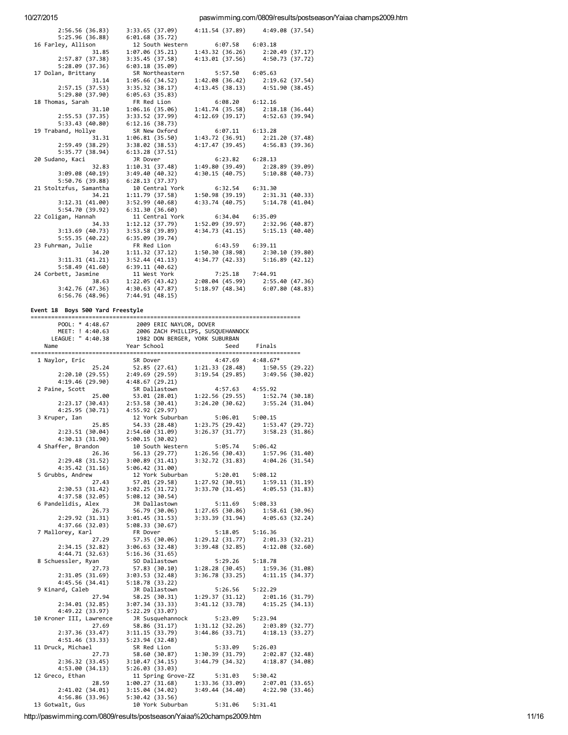```
        2:56.56 (36.83)     3:33.65 (37.09)     4:11.54 (37.89)     4:49.08 (37.54)
        5:25.96 (36.88)     6:01.68 (35.72)
 16 Farley, Allison          12 South Western        6:07.58    6:03.18
                 31.85     1:07.06 (35.21)     1:43.32 (36.26)     2:20.49 (37.17)
        2:57.87 (37.38)     3:35.45 (37.58)     4:13.01 (37.56)     4:50.73 (37.72)
        5:28.09 (37.36)     6:03.18 (35.09)
 17 Dolan, Brittany          SR Northeastern         5:57.50    6:05.63
                 31.14     1:05.66 (34.52)     1:42.08 (36.42)     2:19.62 (37.54)
        2:57.15 (37.53)     3:35.32 (38.17)     4:13.45 (38.13)     4:51.90 (38.45)
        5:29.80 (37.90)     6:05.63 (35.83)
 18 Thomas, Sarah            FR Red Lion             6:08.20    6:12.16
                 31.10     1:06.16 (35.06)     1:41.74 (35.58)     2:18.18 (36.44)
        2:55.53 (37.35)     3:33.52 (37.99)     4:12.69 (39.17)     4:52.63 (39.94)
        5:33.43 (40.80)     6:12.16 (38.73)
 19 Traband, Hollye          SR New Oxford           6:07.11    6:13.28
                 31.31     1:06.81 (35.50)     1:43.72 (36.91)     2:21.20 (37.48)
        2:59.49 (38.29)     3:38.02 (38.53)     4:17.47 (39.45)     4:56.83 (39.36)
        5:35.77 (38.94)     6:13.28 (37.51)
 20 Sudano, Kaci             JR Dover                6:23.82    6:28.13
                 32.83     1:10.31 (37.48)     1:49.80 (39.49)     2:28.89 (39.09)
        3:09.08 (40.19)     3:49.40 (40.32)     4:30.15 (40.75)     5:10.88 (40.73)
        5:50.76 (39.88)     6:28.13 (37.37)
 21 Stoltzfus, Samantha      10 Central York         6:32.54    6:31.30
                 34.21     1:11.79 (37.58)     1:50.98 (39.19)     2:31.31 (40.33)
        3:12.31 (41.00)     3:52.99 (40.68)     4:33.74 (40.75)     5:14.78 (41.04)
        5:54.70 (39.92)     6:31.30 (36.60)
 22 Coligan, Hannah          11 Central York         6:34.04    6:35.09
                 34.33     1:12.12 (37.79)     1:52.09 (39.97)     2:32.96 (40.87)
        3:13.69 (40.73)     3:53.58 (39.89)     4:34.73 (41.15)     5:15.13 (40.40)
        5:55.35 (40.22)     6:35.09 (39.74)
 23 Fuhrman, Julie           FR Red Lion             6:43.59    6:39.11
                 34.20     1:11.32 (37.12)     1:50.30 (38.98)     2:30.10 (39.80)
        3:11.31 (41.21)     3:52.44 (41.13)     4:34.77 (42.33)     5:16.89 (42.12)
        5:58.49 (41.60)     6:39.11 (40.62)
 24 Corbett, Jasmine         11 West York            7:25.18    7:44.91
                 38.63     1:22.05 (43.42)     2:08.04 (45.99)     2:55.40 (47.36)
        3:42.76 (47.36)     4:30.63 (47.87)     5:18.97 (48.34)     6:07.80 (48.83)
        6:56.76 (48.96)     7:44.91 (48.15)
```

**Event 18  Boys 500 Yard Freestyle**

```
===============================================================================
       POOL: * 4:48.67       2009 ERIC NAYLOR, DOVER
       MEET: ! 4:40.63       2006 ZACH PHILLIPS, SUSQUEHANNOCK
     LEAGUE: " 4:40.38       1982 DON BERGER, YORK SUBURBAN
    Name                    Year School                 Seed     Finals
===============================================================================
  1 Naylor, Eric             SR Dover                4:47.69    4:48.67*
                 25.24       52.85 (27.61)     1:21.33 (28.48)     1:50.55 (29.22)
        2:20.10 (29.55)     2:49.69 (29.59)     3:19.54 (29.85)     3:49.56 (30.02)
        4:19.46 (29.90)     4:48.67 (29.21)
  2 Paine, Scott             SR Dallastown           4:57.63    4:55.92
                 25.00       53.01 (28.01)     1:22.56 (29.55)     1:52.74 (30.18)
        2:23.17 (30.43)     2:53.58 (30.41)     3:24.20 (30.62)     3:55.24 (31.04)
        4:25.95 (30.71)     4:55.92 (29.97)
  3 Kruper, Ian              12 York Suburban        5:06.01    5:00.15
                 25.85       54.33 (28.48)     1:23.75 (29.42)     1:53.47 (29.72)
        2:23.51 (30.04)     2:54.60 (31.09)     3:26.37 (31.77)     3:58.23 (31.86)
        4:30.13 (31.90)     5:00.15 (30.02)
  4 Shaffer, Brandon         10 South Western        5:05.74    5:06.42
                 26.36       56.13 (29.77)     1:26.56 (30.43)     1:57.96 (31.40)
        2:29.48 (31.52)     3:00.89 (31.41)     3:32.72 (31.83)     4:04.26 (31.54)
        4:35.42 (31.16)     5:06.42 (31.00)
  5 Grubbs, Andrew           12 York Suburban        5:20.01    5:08.12
                 27.43       57.01 (29.58)     1:27.92 (30.91)     1:59.11 (31.19)
        2:30.53 (31.42)     3:02.25 (31.72)     3:33.70 (31.45)     4:05.53 (31.83)
        4:37.58 (32.05)     5:08.12 (30.54)
  6 Pandelidis, Alex         JR Dallastown           5:11.69    5:08.33
                 26.73       56.79 (30.06)     1:27.65 (30.86)     1:58.61 (30.96)
        2:29.92 (31.31)     3:01.45 (31.53)     3:33.39 (31.94)     4:05.63 (32.24)
        4:37.66 (32.03)     5:08.33 (30.67)
  7 Mallorey, Karl           FR Dover                5:18.05    5:16.36
                 27.29       57.35 (30.06)     1:29.12 (31.77)     2:01.33 (32.21)
        2:34.15 (32.82)     3:06.63 (32.48)     3:39.48 (32.85)     4:12.08 (32.60)
        4:44.71 (32.63)     5:16.36 (31.65)
  8 Schuessler, Ryan         SO Dallastown           5:29.26    5:18.78
                 27.73       57.83 (30.10)     1:28.28 (30.45)     1:59.36 (31.08)
        2:31.05 (31.69)     3:03.53 (32.48)     3:36.78 (33.25)     4:11.15 (34.37)
        4:45.56 (34.41)     5:18.78 (33.22)
  9 Kinard, Caleb            JR Dallastown           5:26.56    5:22.29
                 27.94       58.25 (30.31)     1:29.37 (31.12)     2:01.16 (31.79)
        2:34.01 (32.85)     3:07.34 (33.33)     3:41.12 (33.78)     4:15.25 (34.13)
        4:49.22 (33.97)     5:22.29 (33.07)
 10 Kroner III, Lawrence     JR Susquehannock        5:23.09    5:23.94
                 27.69       58.86 (31.17)     1:31.12 (32.26)     2:03.89 (32.77)
        2:37.36 (33.47)     3:11.15 (33.79)     3:44.86 (33.71)     4:18.13 (33.27)
        4:51.46 (33.33)     5:23.94 (32.48)
 11 Druck, Michael           SR Red Lion             5:33.09    5:26.03
                 27.73       58.60 (30.87)     1:30.39 (31.79)     2:02.87 (32.48)
        2:36.32 (33.45)     3:10.47 (34.15)     3:44.79 (34.32)     4:18.87 (34.08)
        4:53.00 (34.13)     5:26.03 (33.03)
 12 Greco, Ethan             11 Spring Grove-ZZ      5:31.03    5:30.42
                 28.59     1:00.27 (31.68)     1:33.36 (33.09)     2:07.01 (33.65)
        2:41.02 (34.01)     3:15.04 (34.02)     3:49.44 (34.40)     4:22.90 (33.46)
        4:56.86 (33.96)     5:30.42 (33.56)
 13 Gotwalt, Gus             10 York Suburban        5:31.06    5:31.41
```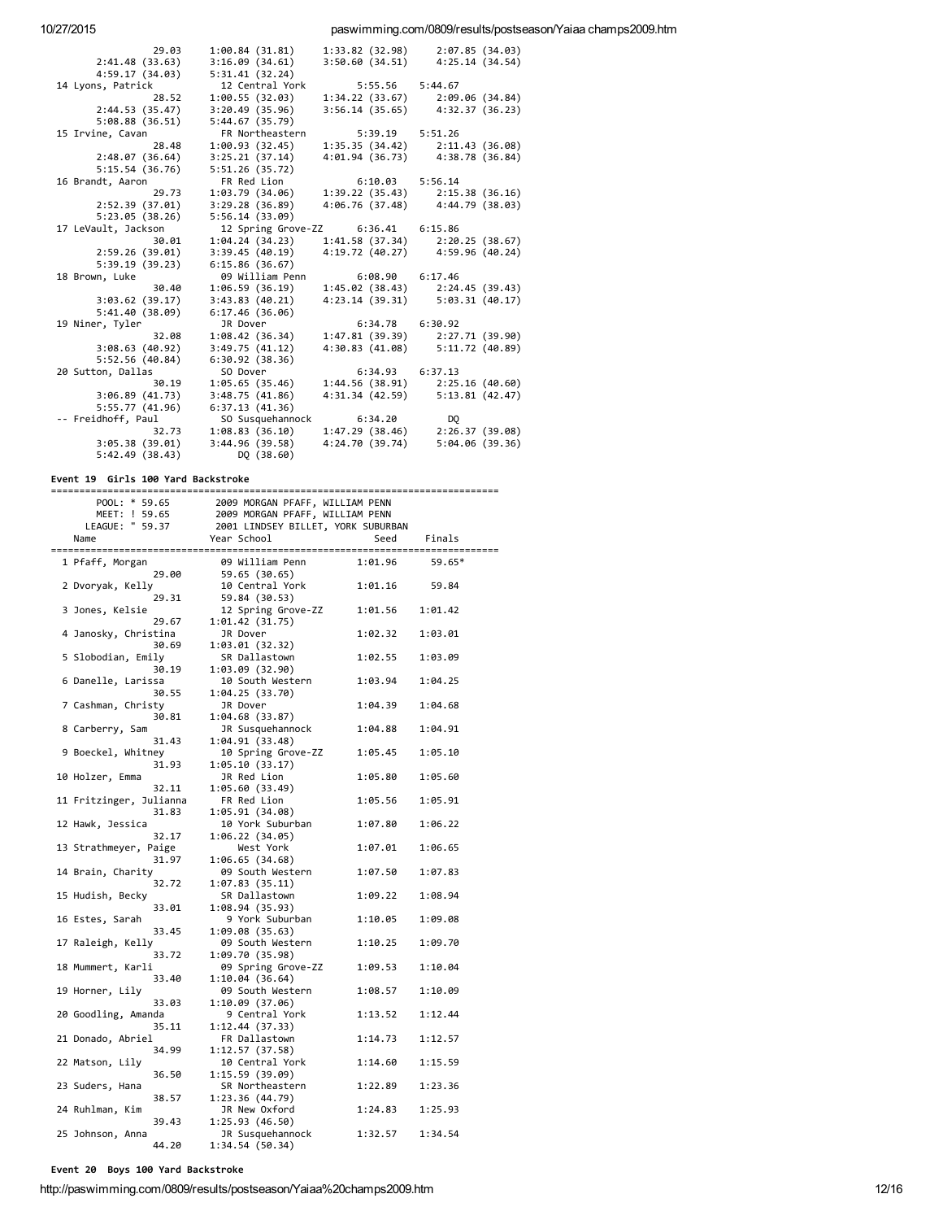```
               29.03     1:00.84 (31.81)     1:33.82 (32.98)     2:07.85 (34.03)
       2:41.48 (33.63)   3:16.09 (34.61)     3:50.60 (34.51)     4:25.14 (34.54)
       4:59.17 (34.03)   5:31.41 (32.24)
 14 Lyons, Patrick          12 Central York        5:55.56    5:44.67
               28.52     1:00.55 (32.03)     1:34.22 (33.67)     2:09.06 (34.84)
       2:44.53 (35.47)   3:20.49 (35.96)     3:56.14 (35.65)     4:32.37 (36.23)
       5:08.88 (36.51)   5:44.67 (35.79)
 15 Irvine, Cavan           FR Northeastern        5:39.19    5:51.26
               28.48     1:00.93 (32.45)     1:35.35 (34.42)     2:11.43 (36.08)
       2:48.07 (36.64)   3:25.21 (37.14)     4:01.94 (36.73)     4:38.78 (36.84)
       5:15.54 (36.76)   5:51.26 (35.72)
 16 Brandt, Aaron           FR Red Lion            6:10.03    5:56.14
               29.73     1:03.79 (34.06)     1:39.22 (35.43)     2:15.38 (36.16)
       2:52.39 (37.01)   3:29.28 (36.89)     4:06.76 (37.48)     4:44.79 (38.03)
       5:23.05 (38.26)   5:56.14 (33.09)
 17 LeVault, Jackson        12 Spring Grove-ZZ     6:36.41    6:15.86
               30.01     1:04.24 (34.23)     1:41.58 (37.34)     2:20.25 (38.67)
       2:59.26 (39.01)   3:39.45 (40.19)     4:19.72 (40.27)     4:59.96 (40.24)
       5:39.19 (39.23)   6:15.86 (36.67)
 18 Brown, Luke             09 William Penn        6:08.90    6:17.46
               30.40     1:06.59 (36.19)     1:45.02 (38.43)     2:24.45 (39.43)
       3:03.62 (39.17)   3:43.83 (40.21)     4:23.14 (39.31)     5:03.31 (40.17)
       5:41.40 (38.09)   6:17.46 (36.06)
 19 Niner, Tyler            JR Dover               6:34.78    6:30.92
               32.08     1:08.42 (36.34)     1:47.81 (39.39)     2:27.71 (39.90)
       3:08.63 (40.92)   3:49.75 (41.12)     4:30.83 (41.08)     5:11.72 (40.89)
       5:52.56 (40.84)   6:30.92 (38.36)
 20 Sutton, Dallas          SO Dover               6:34.93    6:37.13
               30.19     1:05.65 (35.46)     1:44.56 (38.91)     2:25.16 (40.60)
       3:06.89 (41.73)   3:48.75 (41.86)     4:31.34 (42.59)     5:13.81 (42.47)
       5:55.77 (41.96)   6:37.13 (41.36)
 -- Freidhoff, Paul         SO Susquehannock       6:34.20         DQ
               32.73     1:08.83 (36.10)     1:47.29 (38.46)     2:26.37 (39.08)
       3:05.38 (39.01)   3:44.96 (39.58)     4:24.70 (39.74)     5:04.06 (39.36)
       5:42.49 (38.43)        DQ (38.60)
```

**Event 19  Girls 100 Yard Backstroke**

```
===============================================================================
       POOL: * 59.65        2009 MORGAN PFAFF, WILLIAM PENN
       MEET: ! 59.65        2009 MORGAN PFAFF, WILLIAM PENN
     LEAGUE: " 59.37        2001 LINDSEY BILLET, YORK SUBURBAN
    Name                    Year School                Seed     Finals
===============================================================================
  1 Pfaff, Morgan           09 William Penn         1:01.96      59.65*
               29.00      59.65 (30.65)
  2 Dvoryak, Kelly          10 Central York         1:01.16      59.84
               29.31      59.84 (30.53)
  3 Jones, Kelsie           12 Spring Grove-ZZ      1:01.56    1:01.42
               29.67     1:01.42 (31.75)
  4 Janosky, Christina      JR Dover                1:02.32    1:03.01
               30.69     1:03.01 (32.32)
  5 Slobodian, Emily        SR Dallastown           1:02.55    1:03.09
               30.19     1:03.09 (32.90)
  6 Danelle, Larissa        10 South Western        1:03.94    1:04.25
               30.55     1:04.25 (33.70)
  7 Cashman, Christy        JR Dover                1:04.39    1:04.68
               30.81     1:04.68 (33.87)
  8 Carberry, Sam           JR Susquehannock        1:04.88    1:04.91
               31.43     1:04.91 (33.48)
  9 Boeckel, Whitney        10 Spring Grove-ZZ      1:05.45    1:05.10
               31.93     1:05.10 (33.17)
 10 Holzer, Emma            JR Red Lion             1:05.80    1:05.60
               32.11     1:05.60 (33.49)
 11 Fritzinger, Julianna    FR Red Lion             1:05.56    1:05.91
               31.83     1:05.91 (34.08)
 12 Hawk, Jessica           10 York Suburban        1:07.80    1:06.22
               32.17     1:06.22 (34.05)
 13 Strathmeyer, Paige         West York            1:07.01    1:06.65
               31.97     1:06.65 (34.68)
 14 Brain, Charity          09 South Western        1:07.50    1:07.83
               32.72     1:07.83 (35.11)
 15 Hudish, Becky           SR Dallastown           1:09.22    1:08.94
               33.01     1:08.94 (35.93)
 16 Estes, Sarah             9 York Suburban        1:10.05    1:09.08
               33.45     1:09.08 (35.63)
 17 Raleigh, Kelly          09 South Western        1:10.25    1:09.70
               33.72     1:09.70 (35.98)
 18 Mummert, Karli          09 Spring Grove-ZZ      1:09.53    1:10.04
               33.40     1:10.04 (36.64)
 19 Horner, Lily            09 South Western        1:08.57    1:10.09
               33.03     1:10.09 (37.06)
 20 Goodling, Amanda         9 Central York         1:13.52    1:12.44
               35.11     1:12.44 (37.33)
 21 Donado, Abriel          FR Dallastown           1:14.73    1:12.57
               34.99     1:12.57 (37.58)
 22 Matson, Lily            10 Central York         1:14.60    1:15.59
               36.50     1:15.59 (39.09)
 23 Suders, Hana            SR Northeastern         1:22.89    1:23.36
               38.57     1:23.36 (44.79)
 24 Ruhlman, Kim            JR New Oxford           1:24.83    1:25.93
               39.43     1:25.93 (46.50)
 25 Johnson, Anna           JR Susquehannock        1:32.57    1:34.54
               44.20     1:34.54 (50.34)
```

**Event 20  Boys 100 Yard Backstroke**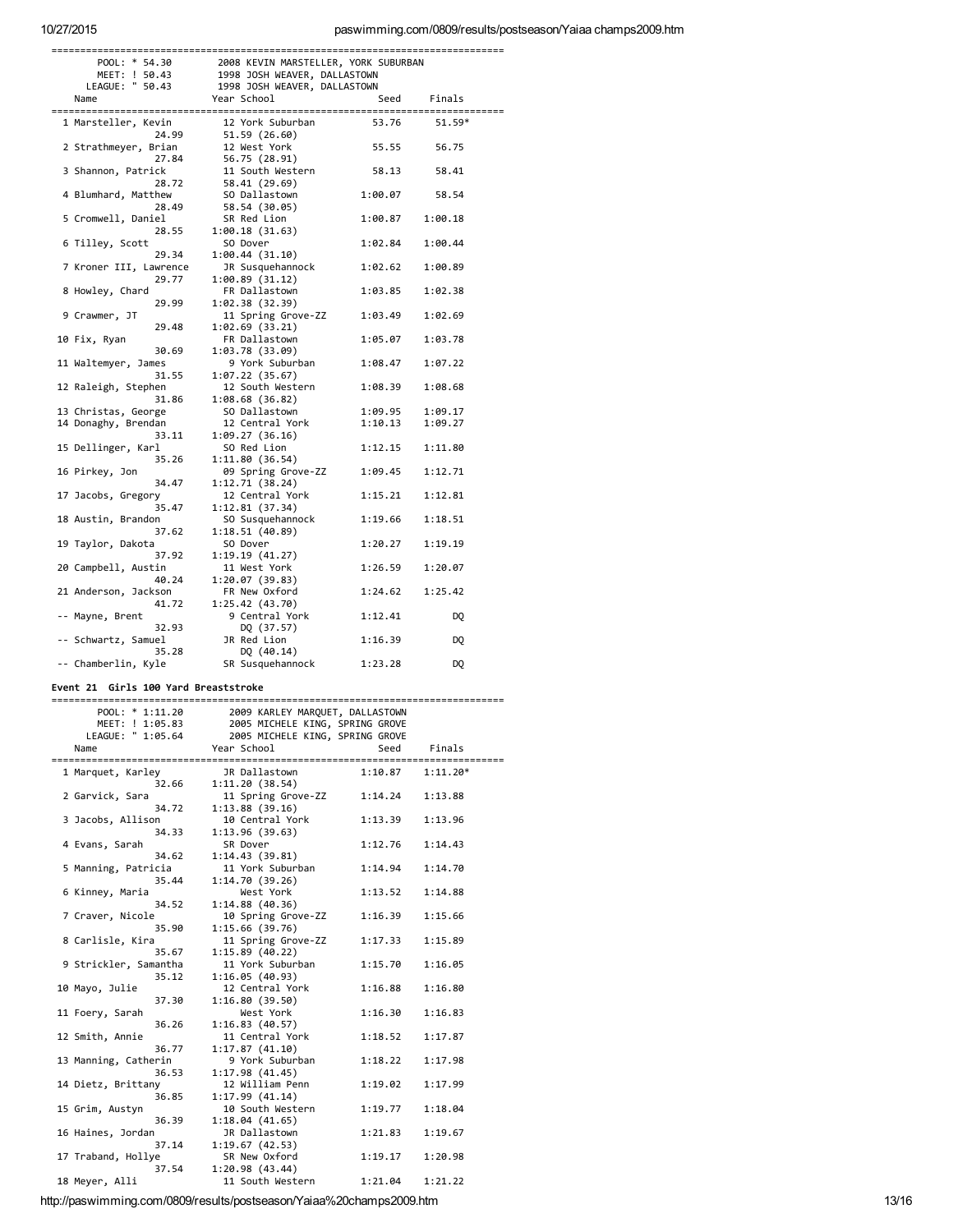| | POOL: * 54.30 | 2008 KEVIN MARSTELLER, YORK SUBURBAN | | |
|---|---|---|---|---|
| | MEET: ! 50.43 | 1998 JOSH WEAVER, DALLASTOWN | | |
| | LEAGUE: " 50.43 | 1998 JOSH WEAVER, DALLASTOWN | | |
| | Name | Year School | Seed | Finals |
| 1 | Marsteller, Kevin | 12 York Suburban | 53.76 | 51.59* |
| | 24.99 | 51.59 (26.60) | | |
| 2 | Strathmeyer, Brian | 12 West York | 55.55 | 56.75 |
| | 27.84 | 56.75 (28.91) | | |
| 3 | Shannon, Patrick | 11 South Western | 58.13 | 58.41 |
| | 28.72 | 58.41 (29.69) | | |
| 4 | Blumhard, Matthew | SO Dallastown | 1:00.07 | 58.54 |
| | 28.49 | 58.54 (30.05) | | |
| 5 | Cromwell, Daniel | SR Red Lion | 1:00.87 | 1:00.18 |
| | 28.55 | 1:00.18 (31.63) | | |
| 6 | Tilley, Scott | SO Dover | 1:02.84 | 1:00.44 |
| | 29.34 | 1:00.44 (31.10) | | |
| 7 | Kroner III, Lawrence | JR Susquehannock | 1:02.62 | 1:00.89 |
| | 29.77 | 1:00.89 (31.12) | | |
| 8 | Howley, Chard | FR Dallastown | 1:03.85 | 1:02.38 |
| | 29.99 | 1:02.38 (32.39) | | |
| 9 | Crawmer, JT | 11 Spring Grove-ZZ | 1:03.49 | 1:02.69 |
| | 29.48 | 1:02.69 (33.21) | | |
| 10 | Fix, Ryan | FR Dallastown | 1:05.07 | 1:03.78 |
| | 30.69 | 1:03.78 (33.09) | | |
| 11 | Waltemyer, James | 9 York Suburban | 1:08.47 | 1:07.22 |
| | 31.55 | 1:07.22 (35.67) | | |
| 12 | Raleigh, Stephen | 12 South Western | 1:08.39 | 1:08.68 |
| | 31.86 | 1:08.68 (36.82) | | |
| 13 | Christas, George | SO Dallastown | 1:09.95 | 1:09.17 |
| 14 | Donaghy, Brendan | 12 Central York | 1:10.13 | 1:09.27 |
| | 33.11 | 1:09.27 (36.16) | | |
| 15 | Dellinger, Karl | SO Red Lion | 1:12.15 | 1:11.80 |
| | 35.26 | 1:11.80 (36.54) | | |
| 16 | Pirkey, Jon | 09 Spring Grove-ZZ | 1:09.45 | 1:12.71 |
| | 34.47 | 1:12.71 (38.24) | | |
| 17 | Jacobs, Gregory | 12 Central York | 1:15.21 | 1:12.81 |
| | 35.47 | 1:12.81 (37.34) | | |
| 18 | Austin, Brandon | SO Susquehannock | 1:19.66 | 1:18.51 |
| | 37.62 | 1:18.51 (40.89) | | |
| 19 | Taylor, Dakota | SO Dover | 1:20.27 | 1:19.19 |
| | 37.92 | 1:19.19 (41.27) | | |
| 20 | Campbell, Austin | 11 West York | 1:26.59 | 1:20.07 |
| | 40.24 | 1:20.07 (39.83) | | |
| 21 | Anderson, Jackson | FR New Oxford | 1:24.62 | 1:25.42 |
| | 41.72 | 1:25.42 (43.70) | | |
| -- | Mayne, Brent | 9 Central York | 1:12.41 | DQ |
| | 32.93 | DQ (37.57) | | |
| -- | Schwartz, Samuel | JR Red Lion | 1:16.39 | DQ |
| | 35.28 | DQ (40.14) | | |
| -- | Chamberlin, Kyle | SR Susquehannock | 1:23.28 | DQ |

**Event 21 Girls 100 Yard Breaststroke**

| | POOL: * 1:11.20 | 2009 KARLEY MARQUET, DALLASTOWN | | |
|---|---|---|---|---|
| | MEET: ! 1:05.83 | 2005 MICHELE KING, SPRING GROVE | | |
| | LEAGUE: " 1:05.64 | 2005 MICHELE KING, SPRING GROVE | | |
| | Name | Year School | Seed | Finals |
| 1 | Marquet, Karley | JR Dallastown | 1:10.87 | 1:11.20* |
| | 32.66 | 1:11.20 (38.54) | | |
| 2 | Garvick, Sara | 11 Spring Grove-ZZ | 1:14.24 | 1:13.88 |
| | 34.72 | 1:13.88 (39.16) | | |
| 3 | Jacobs, Allison | 10 Central York | 1:13.39 | 1:13.96 |
| | 34.33 | 1:13.96 (39.63) | | |
| 4 | Evans, Sarah | SR Dover | 1:12.76 | 1:14.43 |
| | 34.62 | 1:14.43 (39.81) | | |
| 5 | Manning, Patricia | 11 York Suburban | 1:14.94 | 1:14.70 |
| | 35.44 | 1:14.70 (39.26) | | |
| 6 | Kinney, Maria | West York | 1:13.52 | 1:14.88 |
| | 34.52 | 1:14.88 (40.36) | | |
| 7 | Craver, Nicole | 10 Spring Grove-ZZ | 1:16.39 | 1:15.66 |
| | 35.90 | 1:15.66 (39.76) | | |
| 8 | Carlisle, Kira | 11 Spring Grove-ZZ | 1:17.33 | 1:15.89 |
| | 35.67 | 1:15.89 (40.22) | | |
| 9 | Strickler, Samantha | 11 York Suburban | 1:15.70 | 1:16.05 |
| | 35.12 | 1:16.05 (40.93) | | |
| 10 | Mayo, Julie | 12 Central York | 1:16.88 | 1:16.80 |
| | 37.30 | 1:16.80 (39.50) | | |
| 11 | Foery, Sarah | West York | 1:16.30 | 1:16.83 |
| | 36.26 | 1:16.83 (40.57) | | |
| 12 | Smith, Annie | 11 Central York | 1:18.52 | 1:17.87 |
| | 36.77 | 1:17.87 (41.10) | | |
| 13 | Manning, Catherin | 9 York Suburban | 1:18.22 | 1:17.98 |
| | 36.53 | 1:17.98 (41.45) | | |
| 14 | Dietz, Brittany | 12 William Penn | 1:19.02 | 1:17.99 |
| | 36.85 | 1:17.99 (41.14) | | |
| 15 | Grim, Austyn | 10 South Western | 1:19.77 | 1:18.04 |
| | 36.39 | 1:18.04 (41.65) | | |
| 16 | Haines, Jordan | JR Dallastown | 1:21.83 | 1:19.67 |
| | 37.14 | 1:19.67 (42.53) | | |
| 17 | Traband, Hollye | SR New Oxford | 1:19.17 | 1:20.98 |
| | 37.54 | 1:20.98 (43.44) | | |
| 18 | Meyer, Alli | 11 South Western | 1:21.04 | 1:21.22 |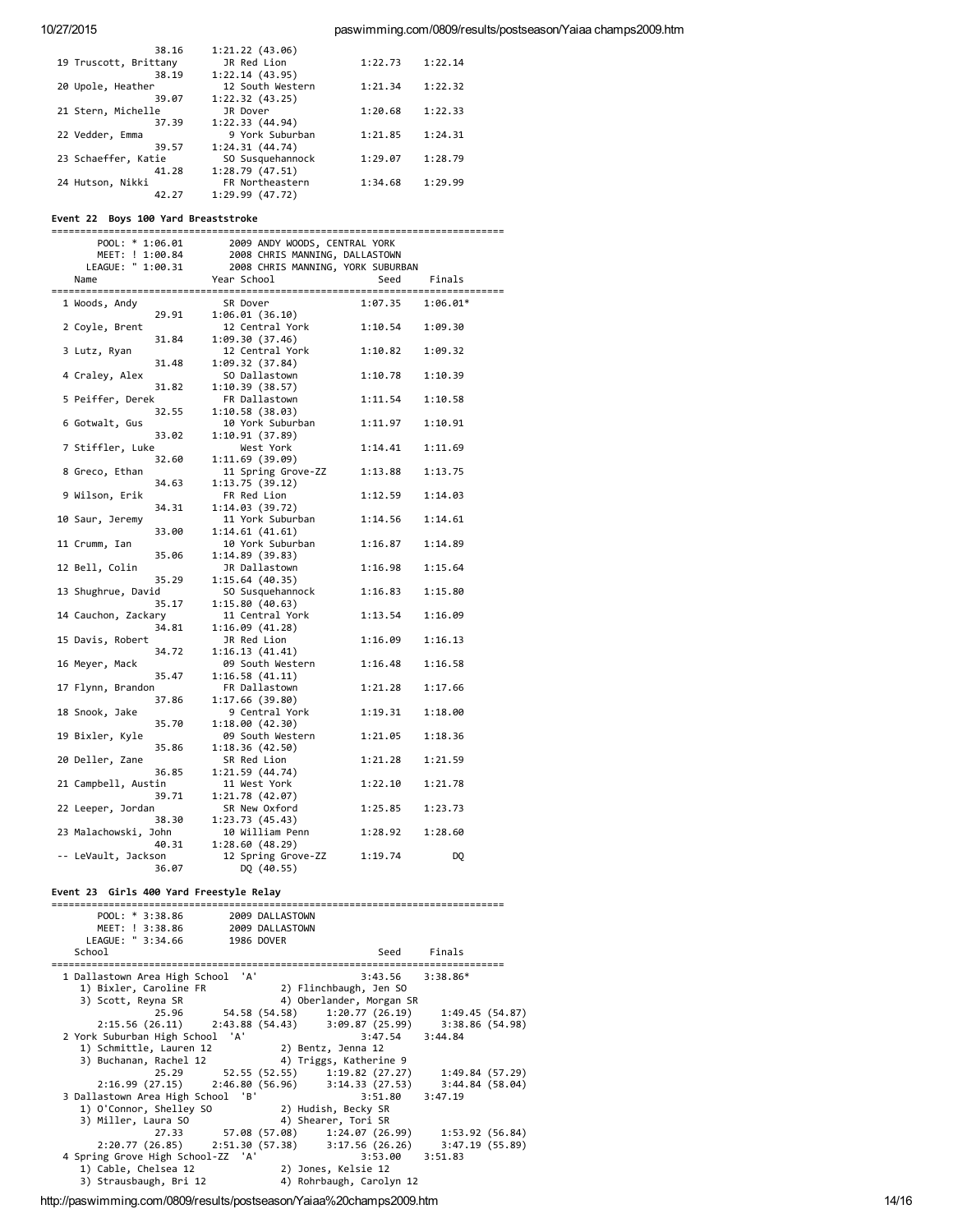```
                38.16     1:21.22 (43.06)
 19 Truscott, Brittany       JR Red Lion            1:22.73    1:22.14
                38.19     1:22.14 (43.95)
 20 Upole, Heather           12 South Western       1:21.34    1:22.32
                39.07     1:22.32 (43.25)
 21 Stern, Michelle          JR Dover               1:20.68    1:22.33
                37.39     1:22.33 (44.94)
 22 Vedder, Emma              9 York Suburban       1:21.85    1:24.31
                39.57     1:24.31 (44.74)
 23 Schaeffer, Katie         SO Susquehannock       1:29.07    1:28.79
                41.28     1:28.79 (47.51)
 24 Hutson, Nikki            FR Northeastern        1:34.68    1:29.99
                42.27     1:29.99 (47.72)
```

### Event 22 Boys 100 Yard Breaststroke

```
===============================================================================
       POOL: * 1:06.01        2009 ANDY WOODS, CENTRAL YORK
       MEET: ! 1:00.84        2008 CHRIS MANNING, DALLASTOWN
     LEAGUE: " 1:00.31        2008 CHRIS MANNING, YORK SUBURBAN
    Name                    Year School                Seed     Finals
===============================================================================
  1 Woods, Andy              SR Dover               1:07.35    1:06.01*
                29.91     1:06.01 (36.10)
  2 Coyle, Brent             12 Central York        1:10.54    1:09.30
                31.84     1:09.30 (37.46)
  3 Lutz, Ryan               12 Central York        1:10.82    1:09.32
                31.48     1:09.32 (37.84)
  4 Craley, Alex             SO Dallastown          1:10.78    1:10.39
                31.82     1:10.39 (38.57)
  5 Peiffer, Derek           FR Dallastown          1:11.54    1:10.58
                32.55     1:10.58 (38.03)
  6 Gotwalt, Gus             10 York Suburban       1:11.97    1:10.91
                33.02     1:10.91 (37.89)
  7 Stiffler, Luke              West York           1:14.41    1:11.69
                32.60     1:11.69 (39.09)
  8 Greco, Ethan             11 Spring Grove-ZZ     1:13.88    1:13.75
                34.63     1:13.75 (39.12)
  9 Wilson, Erik             FR Red Lion            1:12.59    1:14.03
                34.31     1:14.03 (39.72)
 10 Saur, Jeremy             11 York Suburban       1:14.56    1:14.61
                33.00     1:14.61 (41.61)
 11 Crumm, Ian               10 York Suburban       1:16.87    1:14.89
                35.06     1:14.89 (39.83)
 12 Bell, Colin              JR Dallastown          1:16.98    1:15.64
                35.29     1:15.64 (40.35)
 13 Shughrue, David          SO Susquehannock       1:16.83    1:15.80
                35.17     1:15.80 (40.63)
 14 Cauchon, Zackary         11 Central York        1:13.54    1:16.09
                34.81     1:16.09 (41.28)
 15 Davis, Robert            JR Red Lion            1:16.09    1:16.13
                34.72     1:16.13 (41.41)
 16 Meyer, Mack              09 South Western       1:16.48    1:16.58
                35.47     1:16.58 (41.11)
 17 Flynn, Brandon           FR Dallastown          1:21.28    1:17.66
                37.86     1:17.66 (39.80)
 18 Snook, Jake               9 Central York        1:19.31    1:18.00
                35.70     1:18.00 (42.30)
 19 Bixler, Kyle             09 South Western       1:21.05    1:18.36
                35.86     1:18.36 (42.50)
 20 Deller, Zane             SR Red Lion            1:21.28    1:21.59
                36.85     1:21.59 (44.74)
 21 Campbell, Austin         11 West York           1:22.10    1:21.78
                39.71     1:21.78 (42.07)
 22 Leeper, Jordan           SR New Oxford          1:25.85    1:23.73
                38.30     1:23.73 (45.43)
 23 Malachowski, John        10 William Penn        1:28.92    1:28.60
                40.31     1:28.60 (48.29)
 -- LeVault, Jackson         12 Spring Grove-ZZ     1:19.74         DQ
                36.07          DQ (40.55)
```

### Event 23 Girls 400 Yard Freestyle Relay

```
===============================================================================
       POOL: * 3:38.86        2009 DALLASTOWN
       MEET: ! 3:38.86        2009 DALLASTOWN
     LEAGUE: " 3:34.66        1986 DOVER
    School                                             Seed     Finals
===============================================================================
  1 Dallastown Area High School  'A'                 3:43.56    3:38.86*
     1) Bixler, Caroline FR            2) Flinchbaugh, Jen SO
     3) Scott, Reyna SR                4) Oberlander, Morgan SR
                25.96        54.58 (54.58)     1:20.77 (26.19)     1:49.45 (54.87)
        2:15.56 (26.11)    2:43.88 (54.43)     3:09.87 (25.99)     3:38.86 (54.98)
  2 York Suburban High School  'A'                   3:47.54    3:44.84
     1) Schmittle, Lauren 12           2) Bentz, Jenna 12
     3) Buchanan, Rachel 12            4) Triggs, Katherine 9
                25.29        52.55 (52.55)     1:19.82 (27.27)     1:49.84 (57.29)
        2:16.99 (27.15)    2:46.80 (56.96)     3:14.33 (27.53)     3:44.84 (58.04)
  3 Dallastown Area High School  'B'                 3:51.80    3:47.19
     1) O'Connor, Shelley SO           2) Hudish, Becky SR
     3) Miller, Laura SO               4) Shearer, Tori SR
                27.33        57.08 (57.08)     1:24.07 (26.99)     1:53.92 (56.84)
        2:20.77 (26.85)    2:51.30 (57.38)     3:17.56 (26.26)     3:47.19 (55.89)
  4 Spring Grove High School-ZZ  'A'                 3:53.00    3:51.83
     1) Cable, Chelsea 12              2) Jones, Kelsie 12
     3) Strausbaugh, Bri 12            4) Rohrbaugh, Carolyn 12
```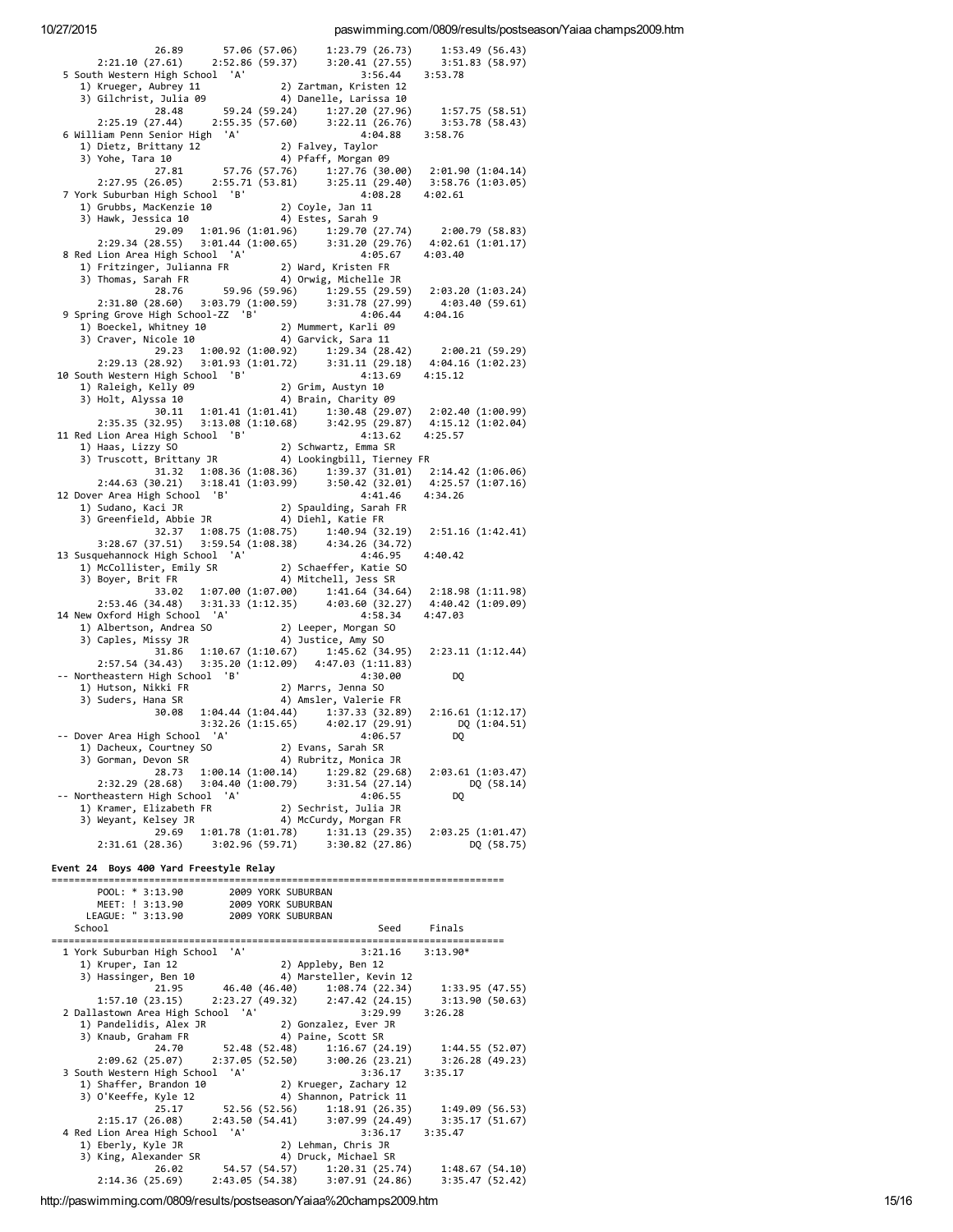```
               26.89       57.06 (57.06)     1:23.79 (26.73)     1:53.49 (56.43)
       2:21.10 (27.61)     2:52.86 (59.37)     3:20.41 (27.55)     3:51.83 (58.97)
  5 South Western High School  'A'                   3:56.44    3:53.78
     1) Krueger, Aubrey 11              2) Zartman, Kristen 12
     3) Gilchrist, Julia 09             4) Danelle, Larissa 10
               28.48       59.24 (59.24)     1:27.20 (27.96)     1:57.75 (58.51)
       2:25.19 (27.44)     2:55.35 (57.60)     3:22.11 (26.76)     3:53.78 (58.43)
  6 William Penn Senior High  'A'                    4:04.88    3:58.76
     1) Dietz, Brittany 12              2) Falvey, Taylor
     3) Yohe, Tara 10                   4) Pfaff, Morgan 09
               27.81       57.76 (57.76)     1:27.76 (30.00)   2:01.90 (1:04.14)
       2:27.95 (26.05)     2:55.71 (53.81)     3:25.11 (29.40)   3:58.76 (1:03.05)
  7 York Suburban High School  'B'                   4:08.28    4:02.61
     1) Grubbs, MacKenzie 10            2) Coyle, Jan 11
     3) Hawk, Jessica 10                4) Estes, Sarah 9
               29.09   1:01.96 (1:01.96)     1:29.70 (27.74)     2:00.79 (58.83)
       2:29.34 (28.55)   3:01.44 (1:00.65)     3:31.20 (29.76)   4:02.61 (1:01.17)
  8 Red Lion Area High School  'A'                   4:05.67    4:03.40
     1) Fritzinger, Julianna FR         2) Ward, Kristen FR
     3) Thomas, Sarah FR                4) Orwig, Michelle JR
               28.76       59.96 (59.96)     1:29.55 (29.59)   2:03.20 (1:03.24)
       2:31.80 (28.60)   3:03.79 (1:00.59)     3:31.78 (27.99)     4:03.40 (59.61)
  9 Spring Grove High School-ZZ  'B'                 4:06.44    4:04.16
     1) Boeckel, Whitney 10             2) Mummert, Karli 09
     3) Craver, Nicole 10               4) Garvick, Sara 11
               29.23   1:00.92 (1:00.92)     1:29.34 (28.42)     2:00.21 (59.29)
       2:29.13 (28.92)   3:01.93 (1:01.72)     3:31.11 (29.18)   4:04.16 (1:02.23)
 10 South Western High School  'B'                   4:13.69    4:15.12
     1) Raleigh, Kelly 09               2) Grim, Austyn 10
     3) Holt, Alyssa 10                 4) Brain, Charity 09
               30.11   1:01.41 (1:01.41)     1:30.48 (29.07)   2:02.40 (1:00.99)
       2:35.35 (32.95)   3:13.08 (1:10.68)     3:42.95 (29.87)   4:15.12 (1:02.04)
 11 Red Lion Area High School  'B'                   4:13.62    4:25.57
     1) Haas, Lizzy SO                  2) Schwartz, Emma SR
     3) Truscott, Brittany JR           4) Lookingbill, Tierney FR
               31.32   1:08.36 (1:08.36)     1:39.37 (31.01)   2:14.42 (1:06.06)
       2:44.63 (30.21)   3:18.41 (1:03.99)     3:50.42 (32.01)   4:25.57 (1:07.16)
 12 Dover Area High School  'B'                      4:41.46    4:34.26
     1) Sudano, Kaci JR                 2) Spaulding, Sarah FR
     3) Greenfield, Abbie JR            4) Diehl, Katie FR
               32.37   1:08.75 (1:08.75)     1:40.94 (32.19)   2:51.16 (1:42.41)
       3:28.67 (37.51)   3:59.54 (1:08.38)     4:34.26 (34.72)
 13 Susquehannock High School  'A'                   4:46.95    4:40.42
     1) McCollister, Emily SR           2) Schaeffer, Katie SO
     3) Boyer, Brit FR                  4) Mitchell, Jess SR
               33.02   1:07.00 (1:07.00)     1:41.64 (34.64)   2:18.98 (1:11.98)
       2:53.46 (34.48)   3:31.33 (1:12.35)     4:03.60 (32.27)   4:40.42 (1:09.09)
 14 New Oxford High School  'A'                      4:58.34    4:47.03
     1) Albertson, Andrea SO            2) Leeper, Morgan SO
     3) Caples, Missy JR                4) Justice, Amy SO
               31.86   1:10.67 (1:10.67)     1:45.62 (34.95)   2:23.11 (1:12.44)
       2:57.54 (34.43)   3:35.20 (1:12.09)   4:47.03 (1:11.83)
 -- Northeastern High School  'B'                    4:30.00          DQ
     1) Hutson, Nikki FR                2) Marrs, Jenna SO
     3) Suders, Hana SR                 4) Amsler, Valerie FR
               30.08   1:04.44 (1:04.44)     1:37.33 (32.89)   2:16.61 (1:12.17)
                       3:32.26 (1:15.65)     4:02.17 (29.91)        DQ (1:04.51)
 -- Dover Area High School  'A'                      4:06.57          DQ
     1) Dacheux, Courtney SO            2) Evans, Sarah SR
     3) Gorman, Devon SR                4) Rubritz, Monica JR
               28.73   1:00.14 (1:00.14)     1:29.82 (29.68)   2:03.61 (1:03.47)
       2:32.29 (28.68)   3:04.40 (1:00.79)     3:31.54 (27.14)          DQ (58.14)
 -- Northeastern High School  'A'                    4:06.55          DQ
     1) Kramer, Elizabeth FR            2) Sechrist, Julia JR
     3) Weyant, Kelsey JR               4) McCurdy, Morgan FR
               29.69   1:01.78 (1:01.78)     1:31.13 (29.35)   2:03.25 (1:01.47)
       2:31.61 (28.36)     3:02.96 (59.71)     3:30.82 (27.86)          DQ (58.75)
```

### Event 24  Boys 400 Yard Freestyle Relay

```
===============================================================================
        POOL: * 3:13.90       2009 YORK SUBURBAN
        MEET: ! 3:13.90       2009 YORK SUBURBAN
      LEAGUE: " 3:13.90       2009 YORK SUBURBAN
    School                                           Seed     Finals
===============================================================================
  1 York Suburban High School  'A'                   3:21.16    3:13.90*
     1) Kruper, Ian 12                  2) Appleby, Ben 12
     3) Hassinger, Ben 10               4) Marsteller, Kevin 12
               21.95       46.40 (46.40)     1:08.74 (22.34)     1:33.95 (47.55)
       1:57.10 (23.15)     2:23.27 (49.32)     2:47.42 (24.15)     3:13.90 (50.63)
  2 Dallastown Area High School  'A'                 3:29.99    3:26.28
     1) Pandelidis, Alex JR             2) Gonzalez, Ever JR
     3) Knaub, Graham FR                4) Paine, Scott SR
               24.70       52.48 (52.48)     1:16.67 (24.19)     1:44.55 (52.07)
       2:09.62 (25.07)     2:37.05 (52.50)     3:00.26 (23.21)     3:26.28 (49.23)
  3 South Western High School  'A'                   3:36.17    3:35.17
     1) Shaffer, Brandon 10             2) Krueger, Zachary 12
     3) O'Keeffe, Kyle 12               4) Shannon, Patrick 11
               25.17       52.56 (52.56)     1:18.91 (26.35)     1:49.09 (56.53)
       2:15.17 (26.08)     2:43.50 (54.41)     3:07.99 (24.49)     3:35.17 (51.67)
  4 Red Lion Area High School  'A'                   3:36.17    3:35.47
     1) Eberly, Kyle JR                 2) Lehman, Chris JR
     3) King, Alexander SR              4) Druck, Michael SR
               26.02       54.57 (54.57)     1:20.31 (25.74)     1:48.67 (54.10)
       2:14.36 (25.69)     2:43.05 (54.38)     3:07.91 (24.86)     3:35.47 (52.42)
```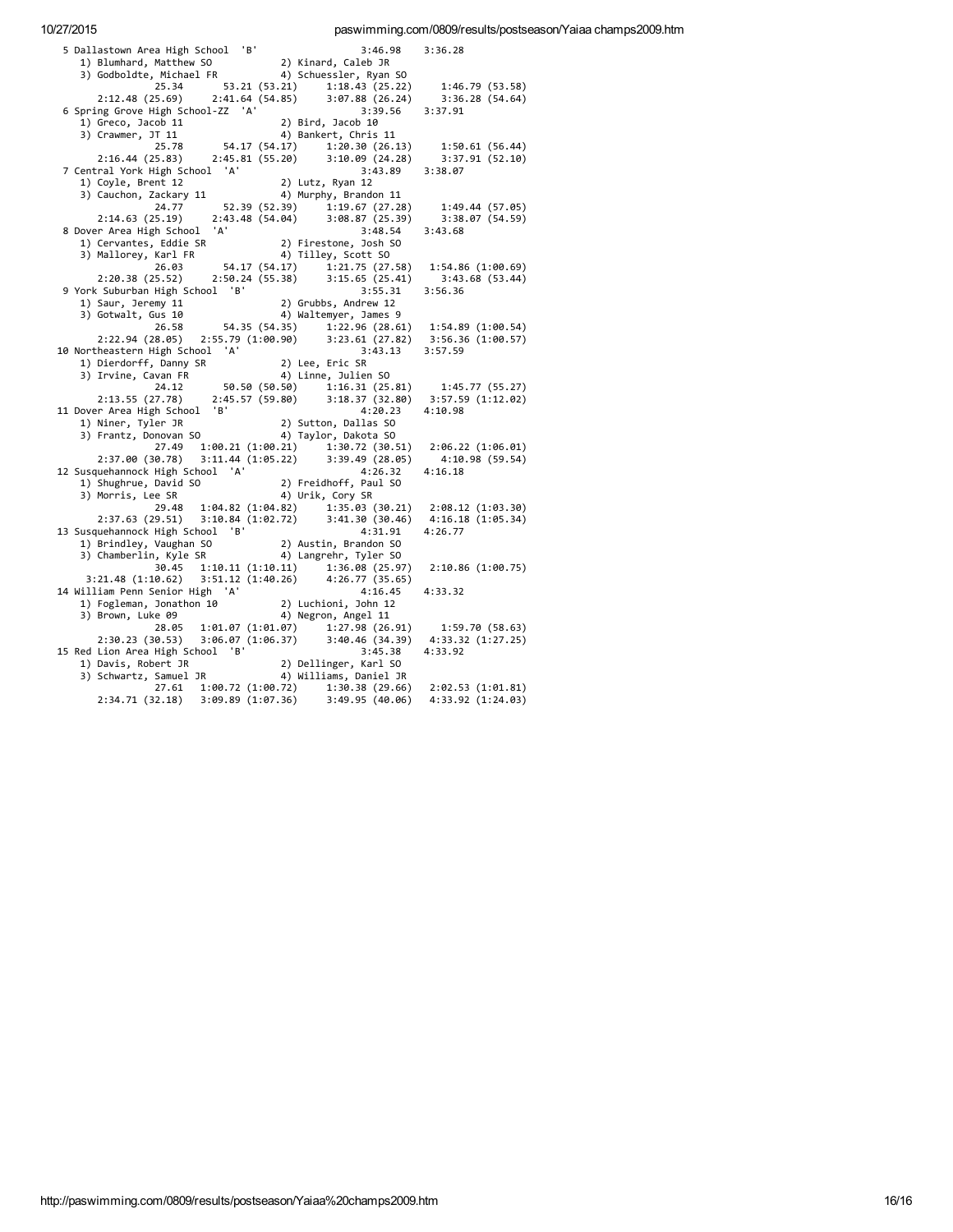```
  5 Dallastown Area High School  'B'                 3:46.98    3:36.28
     1) Blumhard, Matthew SO            2) Kinard, Caleb JR
     3) Godboldte, Michael FR           4) Schuessler, Ryan SO
                 25.34       53.21 (53.21)     1:18.43 (25.22)     1:46.79 (53.58)
        2:12.48 (25.69)     2:41.64 (54.85)     3:07.88 (26.24)     3:36.28 (54.64)
  6 Spring Grove High School-ZZ  'A'                 3:39.56    3:37.91
     1) Greco, Jacob 11                 2) Bird, Jacob 10
     3) Crawmer, JT 11                  4) Bankert, Chris 11
                 25.78       54.17 (54.17)     1:20.30 (26.13)     1:50.61 (56.44)
        2:16.44 (25.83)     2:45.81 (55.20)     3:10.09 (24.28)     3:37.91 (52.10)
  7 Central York High School  'A'                    3:43.89    3:38.07
     1) Coyle, Brent 12                 2) Lutz, Ryan 12
     3) Cauchon, Zackary 11             4) Murphy, Brandon 11
                 24.77       52.39 (52.39)     1:19.67 (27.28)     1:49.44 (57.05)
        2:14.63 (25.19)     2:43.48 (54.04)     3:08.87 (25.39)     3:38.07 (54.59)
  8 Dover Area High School  'A'                      3:48.54    3:43.68
     1) Cervantes, Eddie SR             2) Firestone, Josh SO
     3) Mallorey, Karl FR               4) Tilley, Scott SO
                 26.03       54.17 (54.17)     1:21.75 (27.58)   1:54.86 (1:00.69)
        2:20.38 (25.52)     2:50.24 (55.38)     3:15.65 (25.41)     3:43.68 (53.44)
  9 York Suburban High School  'B'                   3:55.31    3:56.36
     1) Saur, Jeremy 11                 2) Grubbs, Andrew 12
     3) Gotwalt, Gus 10                 4) Waltemyer, James 9
                 26.58       54.35 (54.35)     1:22.96 (28.61)   1:54.89 (1:00.54)
        2:22.94 (28.05)   2:55.79 (1:00.90)     3:23.61 (27.82)   3:56.36 (1:00.57)
 10 Northeastern High School  'A'                    3:43.13    3:57.59
     1) Dierdorff, Danny SR             2) Lee, Eric SR
     3) Irvine, Cavan FR                4) Linne, Julien SO
                 24.12       50.50 (50.50)     1:16.31 (25.81)     1:45.77 (55.27)
        2:13.55 (27.78)     2:45.57 (59.80)     3:18.37 (32.80)   3:57.59 (1:12.02)
 11 Dover Area High School  'B'                      4:20.23    4:10.98
     1) Niner, Tyler JR                 2) Sutton, Dallas SO
     3) Frantz, Donovan SO              4) Taylor, Dakota SO
                 27.49   1:00.21 (1:00.21)     1:30.72 (30.51)   2:06.22 (1:06.01)
        2:37.00 (30.78)   3:11.44 (1:05.22)     3:39.49 (28.05)     4:10.98 (59.54)
 12 Susquehannock High School  'A'                   4:26.32    4:16.18
     1) Shughrue, David SO              2) Freidhoff, Paul SO
     3) Morris, Lee SR                  4) Urik, Cory SR
                 29.48   1:04.82 (1:04.82)     1:35.03 (30.21)   2:08.12 (1:03.30)
        2:37.63 (29.51)   3:10.84 (1:02.72)     3:41.30 (30.46)   4:16.18 (1:05.34)
 13 Susquehannock High School  'B'                   4:31.91    4:26.77
     1) Brindley, Vaughan SO            2) Austin, Brandon SO
     3) Chamberlin, Kyle SR             4) Langrehr, Tyler SO
                 30.45   1:10.11 (1:10.11)     1:36.08 (25.97)   2:10.86 (1:00.75)
      3:21.48 (1:10.62)   3:51.12 (1:40.26)     4:26.77 (35.65)
 14 William Penn Senior High  'A'                    4:16.45    4:33.32
     1) Fogleman, Jonathon 10           2) Luchioni, John 12
     3) Brown, Luke 09                  4) Negron, Angel 11
                 28.05   1:01.07 (1:01.07)     1:27.98 (26.91)     1:59.70 (58.63)
        2:30.23 (30.53)   3:06.07 (1:06.37)     3:40.46 (34.39)   4:33.32 (1:27.25)
 15 Red Lion Area High School  'B'                   3:45.38    4:33.92
     1) Davis, Robert JR                2) Dellinger, Karl SO
     3) Schwartz, Samuel JR             4) Williams, Daniel JR
                 27.61   1:00.72 (1:00.72)     1:30.38 (29.66)   2:02.53 (1:01.81)
        2:34.71 (32.18)   3:09.89 (1:07.36)     3:49.95 (40.06)   4:33.92 (1:24.03)
```